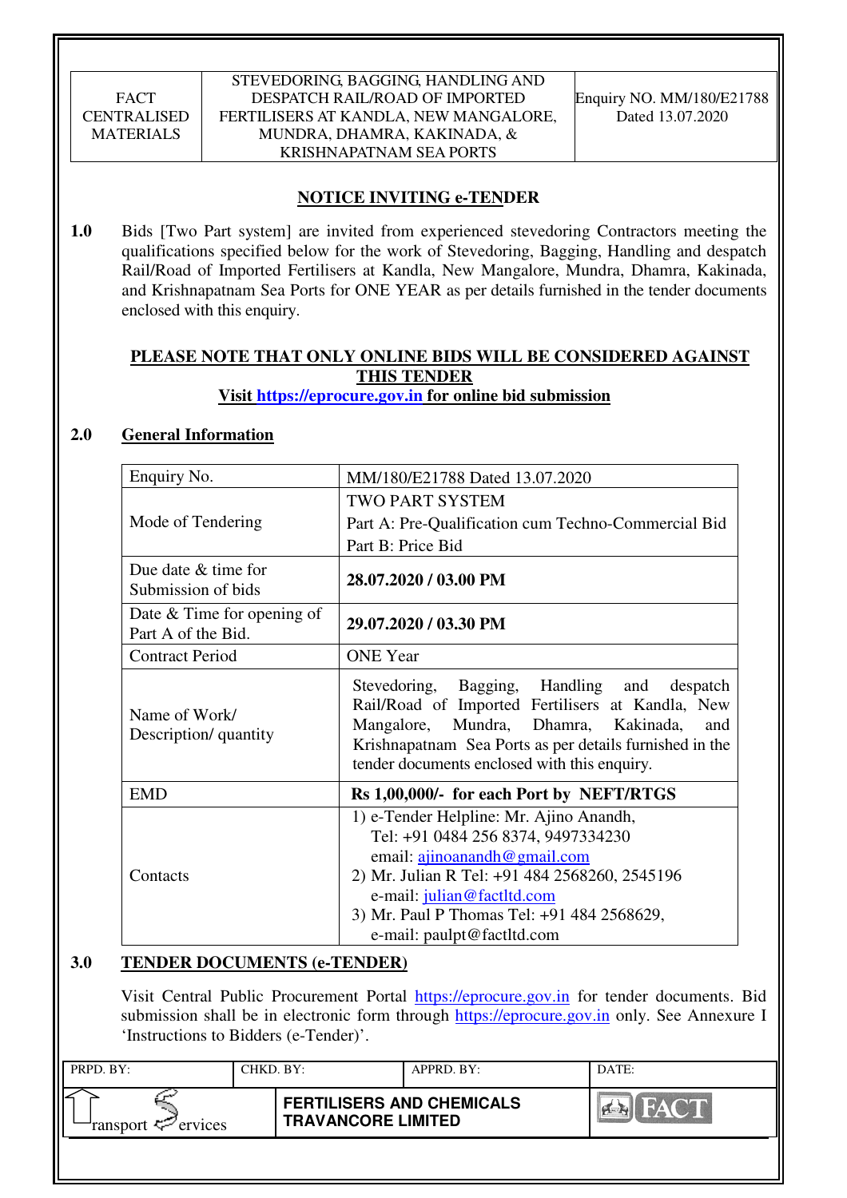| FACT CENTRALISED MATERIALS | STEVEDORING, BAGGING, HANDLING AND DESPATCH RAIL/ROAD OF IMPORTED FERTILISERS AT KANDLA, NEW MANGALORE, MUNDRA, DHAMRA, KAKINADA, & KRISHNAPATNAM SEA PORTS | Enquiry NO. MM/180/E21788 Dated 13.07.2020 |
|---|---|---|

## NOTICE INVITING e-TENDER

**1.0** Bids [Two Part system] are invited from experienced stevedoring Contractors meeting the qualifications specified below for the work of Stevedoring, Bagging, Handling and despatch Rail/Road of Imported Fertilisers at Kandla, New Mangalore, Mundra, Dhamra, Kakinada, and Krishnapatnam Sea Ports for ONE YEAR as per details furnished in the tender documents enclosed with this enquiry.

**PLEASE NOTE THAT ONLY ONLINE BIDS WILL BE CONSIDERED AGAINST THIS TENDER**
**Visit https://eprocure.gov.in for online bid submission**

### 2.0 General Information

| Enquiry No. | MM/180/E21788 Dated 13.07.2020 |
|---|---|
| Mode of Tendering | TWO PART SYSTEM<br>Part A: Pre-Qualification cum Techno-Commercial Bid<br>Part B: Price Bid |
| Due date & time for Submission of bids | **28.07.2020 / 03.00 PM** |
| Date & Time for opening of Part A of the Bid. | **29.07.2020 / 03.30 PM** |
| Contract Period | ONE Year |
| Name of Work/ Description/ quantity | Stevedoring, Bagging, Handling and despatch Rail/Road of Imported Fertilisers at Kandla, New Mangalore, Mundra, Dhamra, Kakinada, and Krishnapatnam Sea Ports as per details furnished in the tender documents enclosed with this enquiry. |
| EMD | **Rs 1,00,000/- for each Port by NEFT/RTGS** |
| Contacts | 1) e-Tender Helpline: Mr. Ajino Anandh, Tel: +91 0484 256 8374, 9497334230 email: ajinoanandh@gmail.com<br>2) Mr. Julian R Tel: +91 484 2568260, 2545196 e-mail: julian@factltd.com<br>3) Mr. Paul P Thomas Tel: +91 484 2568629, e-mail: paulpt@factltd.com |

### 3.0 TENDER DOCUMENTS (e-TENDER)

Visit Central Public Procurement Portal https://eprocure.gov.in for tender documents. Bid submission shall be in electronic form through https://eprocure.gov.in only. See Annexure I 'Instructions to Bidders (e-Tender)'.

| PRPD. BY: | CHKD. BY: | APPRD. BY: | DATE: |
|---|---|---|---|
| Transport Services | | FERTILISERS AND CHEMICALS TRAVANCORE LIMITED | FACT |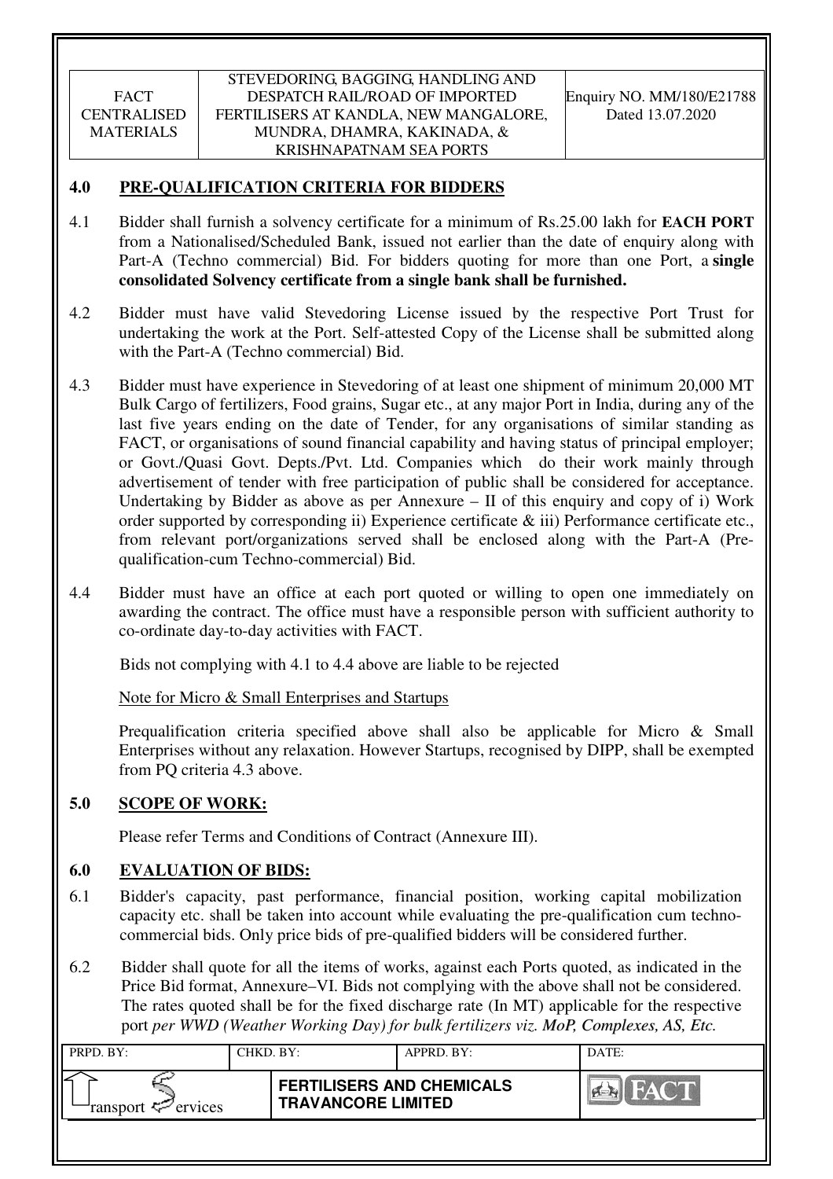## 4.0 PRE-QUALIFICATION CRITERIA FOR BIDDERS

4.1 Bidder shall furnish a solvency certificate for a minimum of Rs.25.00 lakh for **EACH PORT** from a Nationalised/Scheduled Bank, issued not earlier than the date of enquiry along with Part-A (Techno commercial) Bid. For bidders quoting for more than one Port, a **single consolidated Solvency certificate from a single bank shall be furnished.**

4.2 Bidder must have valid Stevedoring License issued by the respective Port Trust for undertaking the work at the Port. Self-attested Copy of the License shall be submitted along with the Part-A (Techno commercial) Bid.

4.3 Bidder must have experience in Stevedoring of at least one shipment of minimum 20,000 MT Bulk Cargo of fertilizers, Food grains, Sugar etc., at any major Port in India, during any of the last five years ending on the date of Tender, for any organisations of similar standing as FACT, or organisations of sound financial capability and having status of principal employer; or Govt./Quasi Govt. Depts./Pvt. Ltd. Companies which do their work mainly through advertisement of tender with free participation of public shall be considered for acceptance. Undertaking by Bidder as above as per Annexure – II of this enquiry and copy of i) Work order supported by corresponding ii) Experience certificate & iii) Performance certificate etc., from relevant port/organizations served shall be enclosed along with the Part-A (Pre-qualification-cum Techno-commercial) Bid.

4.4 Bidder must have an office at each port quoted or willing to open one immediately on awarding the contract. The office must have a responsible person with sufficient authority to co-ordinate day-to-day activities with FACT.

Bids not complying with 4.1 to 4.4 above are liable to be rejected

Note for Micro & Small Enterprises and Startups

Prequalification criteria specified above shall also be applicable for Micro & Small Enterprises without any relaxation. However Startups, recognised by DIPP, shall be exempted from PQ criteria 4.3 above.

## 5.0 SCOPE OF WORK:

Please refer Terms and Conditions of Contract (Annexure III).

## 6.0 EVALUATION OF BIDS:

6.1 Bidder's capacity, past performance, financial position, working capital mobilization capacity etc. shall be taken into account while evaluating the pre-qualification cum techno-commercial bids. Only price bids of pre-qualified bidders will be considered further.

6.2 Bidder shall quote for all the items of works, against each Ports quoted, as indicated in the Price Bid format, Annexure–VI. Bids not complying with the above shall not be considered. The rates quoted shall be for the fixed discharge rate (In MT) applicable for the respective port *per WWD (Weather Working Day) for bulk fertilizers viz. MoP, Complexes, AS, Etc.*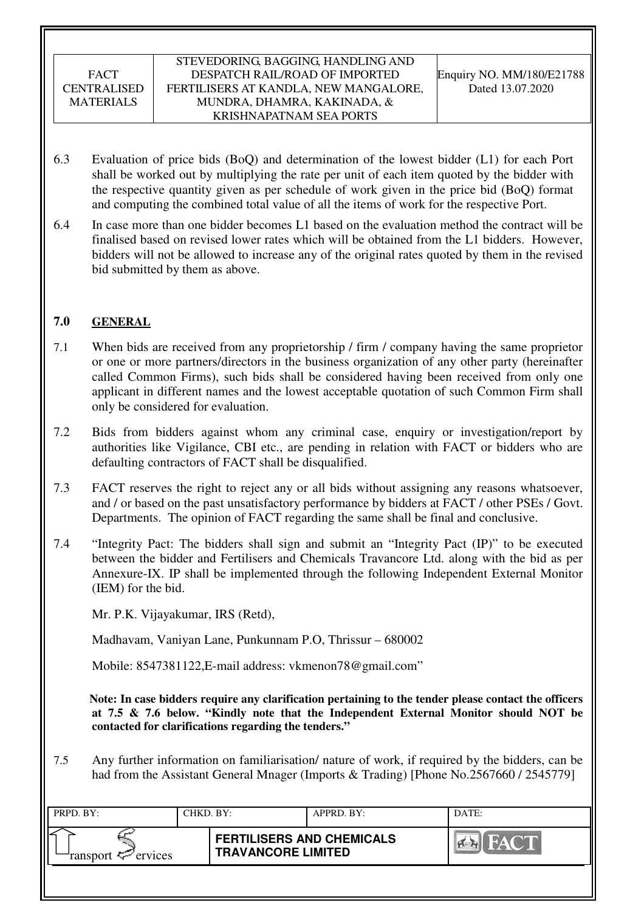6.3 Evaluation of price bids (BoQ) and determination of the lowest bidder (L1) for each Port shall be worked out by multiplying the rate per unit of each item quoted by the bidder with the respective quantity given as per schedule of work given in the price bid (BoQ) format and computing the combined total value of all the items of work for the respective Port.

6.4 In case more than one bidder becomes L1 based on the evaluation method the contract will be finalised based on revised lower rates which will be obtained from the L1 bidders. However, bidders will not be allowed to increase any of the original rates quoted by them in the revised bid submitted by them as above.

## 7.0 GENERAL

7.1 When bids are received from any proprietorship / firm / company having the same proprietor or one or more partners/directors in the business organization of any other party (hereinafter called Common Firms), such bids shall be considered having been received from only one applicant in different names and the lowest acceptable quotation of such Common Firm shall only be considered for evaluation.

7.2 Bids from bidders against whom any criminal case, enquiry or investigation/report by authorities like Vigilance, CBI etc., are pending in relation with FACT or bidders who are defaulting contractors of FACT shall be disqualified.

7.3 FACT reserves the right to reject any or all bids without assigning any reasons whatsoever, and / or based on the past unsatisfactory performance by bidders at FACT / other PSEs / Govt. Departments. The opinion of FACT regarding the same shall be final and conclusive.

7.4 "Integrity Pact: The bidders shall sign and submit an "Integrity Pact (IP)" to be executed between the bidder and Fertilisers and Chemicals Travancore Ltd. along with the bid as per Annexure-IX. IP shall be implemented through the following Independent External Monitor (IEM) for the bid.

Mr. P.K. Vijayakumar, IRS (Retd),

Madhavam, Vaniyan Lane, Punkunnam P.O, Thrissur – 680002

Mobile: 8547381122,E-mail address: vkmenon78@gmail.com"

**Note: In case bidders require any clarification pertaining to the tender please contact the officers at 7.5 & 7.6 below. "Kindly note that the Independent External Monitor should NOT be contacted for clarifications regarding the tenders."**

7.5 Any further information on familiarisation/ nature of work, if required by the bidders, can be had from the Assistant General Mnager (Imports & Trading) [Phone No.2567660 / 2545779]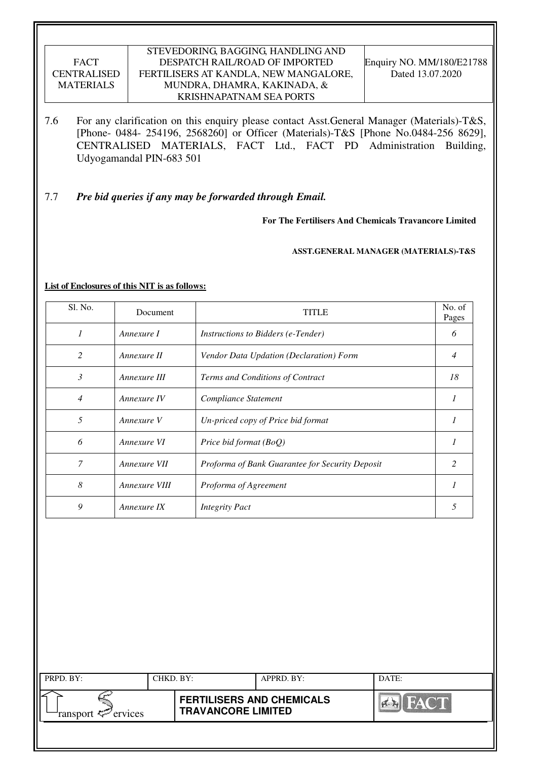7.6 For any clarification on this enquiry please contact Asst.General Manager (Materials)-T&S, [Phone- 0484- 254196, 2568260] or Officer (Materials)-T&S [Phone No.0484-256 8629], CENTRALISED MATERIALS, FACT Ltd., FACT PD Administration Building, Udyogamandal PIN-683 501

7.7 ***Pre bid queries if any may be forwarded through Email.***

**For The Fertilisers And Chemicals Travancore Limited**

**ASST.GENERAL MANAGER (MATERIALS)-T&S**

**List of Enclosures of this NIT is as follows:**

| Sl. No. | Document | TITLE | No. of Pages |
|---|---|---|---|
| *1* | *Annexure I* | *Instructions to Bidders (e-Tender)* | *6* |
| *2* | *Annexure II* | *Vendor Data Updation (Declaration) Form* | *4* |
| *3* | *Annexure III* | *Terms and Conditions of Contract* | *18* |
| *4* | *Annexure IV* | *Compliance Statement* | *1* |
| *5* | *Annexure V* | *Un-priced copy of Price bid format* | *1* |
| *6* | *Annexure VI* | *Price bid format (BoQ)* | *1* |
| *7* | *Annexure VII* | *Proforma of Bank Guarantee for Security Deposit* | *2* |
| *8* | *Annexure VIII* | *Proforma of Agreement* | *1* |
| *9* | *Annexure IX* | *Integrity Pact* | *5* |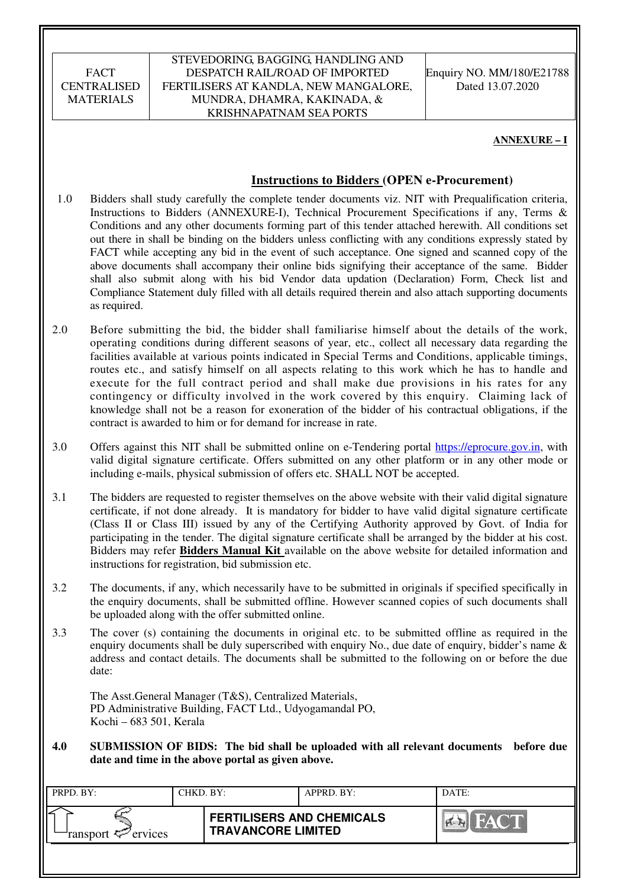**ANNEXURE – I**

## Instructions to Bidders (OPEN e-Procurement)

1.0 Bidders shall study carefully the complete tender documents viz. NIT with Prequalification criteria, Instructions to Bidders (ANNEXURE-I), Technical Procurement Specifications if any, Terms & Conditions and any other documents forming part of this tender attached herewith. All conditions set out there in shall be binding on the bidders unless conflicting with any conditions expressly stated by FACT while accepting any bid in the event of such acceptance. One signed and scanned copy of the above documents shall accompany their online bids signifying their acceptance of the same. Bidder shall also submit along with his bid Vendor data updation (Declaration) Form, Check list and Compliance Statement duly filled with all details required therein and also attach supporting documents as required.

2.0 Before submitting the bid, the bidder shall familiarise himself about the details of the work, operating conditions during different seasons of year, etc., collect all necessary data regarding the facilities available at various points indicated in Special Terms and Conditions, applicable timings, routes etc., and satisfy himself on all aspects relating to this work which he has to handle and execute for the full contract period and shall make due provisions in his rates for any contingency or difficulty involved in the work covered by this enquiry. Claiming lack of knowledge shall not be a reason for exoneration of the bidder of his contractual obligations, if the contract is awarded to him or for demand for increase in rate.

3.0 Offers against this NIT shall be submitted online on e-Tendering portal https://eprocure.gov.in, with valid digital signature certificate. Offers submitted on any other platform or in any other mode or including e-mails, physical submission of offers etc. SHALL NOT be accepted.

3.1 The bidders are requested to register themselves on the above website with their valid digital signature certificate, if not done already. It is mandatory for bidder to have valid digital signature certificate (Class II or Class III) issued by any of the Certifying Authority approved by Govt. of India for participating in the tender. The digital signature certificate shall be arranged by the bidder at his cost. Bidders may refer **Bidders Manual Kit** available on the above website for detailed information and instructions for registration, bid submission etc.

3.2 The documents, if any, which necessarily have to be submitted in originals if specified specifically in the enquiry documents, shall be submitted offline. However scanned copies of such documents shall be uploaded along with the offer submitted online.

3.3 The cover (s) containing the documents in original etc. to be submitted offline as required in the enquiry documents shall be duly superscribed with enquiry No., due date of enquiry, bidder's name & address and contact details. The documents shall be submitted to the following on or before the due date:

The Asst.General Manager (T&S), Centralized Materials,
PD Administrative Building, FACT Ltd., Udyogamandal PO,
Kochi – 683 501, Kerala

**4.0 SUBMISSION OF BIDS: The bid shall be uploaded with all relevant documents before due date and time in the above portal as given above.**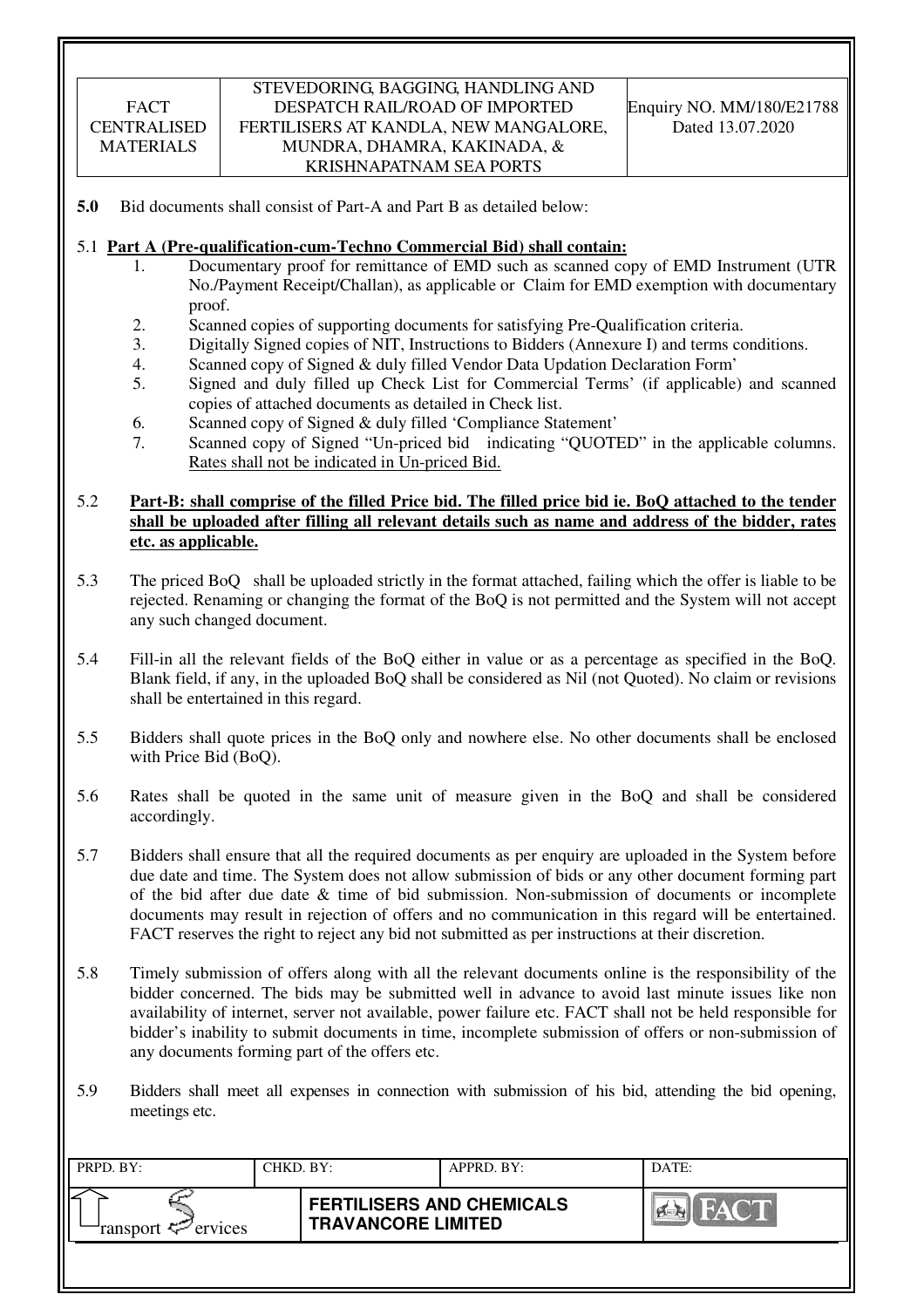**5.0** Bid documents shall consist of Part-A and Part B as detailed below:

5.1 **Part A (Pre-qualification-cum-Techno Commercial Bid) shall contain:**

1. Documentary proof for remittance of EMD such as scanned copy of EMD Instrument (UTR No./Payment Receipt/Challan), as applicable or Claim for EMD exemption with documentary proof.
2. Scanned copies of supporting documents for satisfying Pre-Qualification criteria.
3. Digitally Signed copies of NIT, Instructions to Bidders (Annexure I) and terms conditions.
4. Scanned copy of Signed & duly filled Vendor Data Updation Declaration Form'
5. Signed and duly filled up Check List for Commercial Terms' (if applicable) and scanned copies of attached documents as detailed in Check list.
6. Scanned copy of Signed & duly filled 'Compliance Statement'
7. Scanned copy of Signed "Un-priced bid indicating "QUOTED" in the applicable columns. Rates shall not be indicated in Un-priced Bid.

5.2 **Part-B: shall comprise of the filled Price bid. The filled price bid ie. BoQ attached to the tender shall be uploaded after filling all relevant details such as name and address of the bidder, rates etc. as applicable.**

5.3 The priced BoQ shall be uploaded strictly in the format attached, failing which the offer is liable to be rejected. Renaming or changing the format of the BoQ is not permitted and the System will not accept any such changed document.

5.4 Fill-in all the relevant fields of the BoQ either in value or as a percentage as specified in the BoQ. Blank field, if any, in the uploaded BoQ shall be considered as Nil (not Quoted). No claim or revisions shall be entertained in this regard.

5.5 Bidders shall quote prices in the BoQ only and nowhere else. No other documents shall be enclosed with Price Bid (BoQ).

5.6 Rates shall be quoted in the same unit of measure given in the BoQ and shall be considered accordingly.

5.7 Bidders shall ensure that all the required documents as per enquiry are uploaded in the System before due date and time. The System does not allow submission of bids or any other document forming part of the bid after due date & time of bid submission. Non-submission of documents or incomplete documents may result in rejection of offers and no communication in this regard will be entertained. FACT reserves the right to reject any bid not submitted as per instructions at their discretion.

5.8 Timely submission of offers along with all the relevant documents online is the responsibility of the bidder concerned. The bids may be submitted well in advance to avoid last minute issues like non availability of internet, server not available, power failure etc. FACT shall not be held responsible for bidder's inability to submit documents in time, incomplete submission of offers or non-submission of any documents forming part of the offers etc.

5.9 Bidders shall meet all expenses in connection with submission of his bid, attending the bid opening, meetings etc.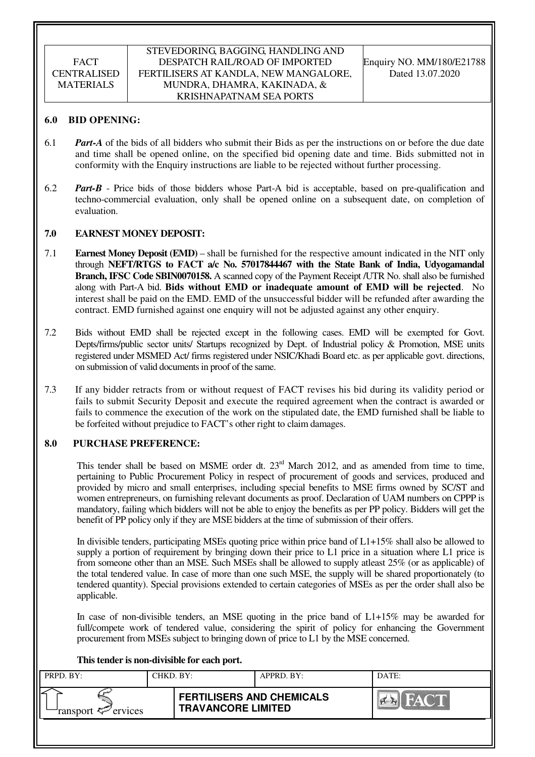### 6.0 BID OPENING:

6.1 ***Part-A*** of the bids of all bidders who submit their Bids as per the instructions on or before the due date and time shall be opened online, on the specified bid opening date and time. Bids submitted not in conformity with the Enquiry instructions are liable to be rejected without further processing.

6.2 ***Part-B*** - Price bids of those bidders whose Part-A bid is acceptable, based on pre-qualification and techno-commercial evaluation, only shall be opened online on a subsequent date, on completion of evaluation.

### 7.0 EARNEST MONEY DEPOSIT:

7.1 **Earnest Money Deposit (EMD)** – shall be furnished for the respective amount indicated in the NIT only through **NEFT/RTGS to FACT a/c No. 57017844467 with the State Bank of India, Udyogamandal Branch, IFSC Code SBIN0070158.** A scanned copy of the Payment Receipt /UTR No. shall also be furnished along with Part-A bid. **Bids without EMD or inadequate amount of EMD will be rejected**. No interest shall be paid on the EMD. EMD of the unsuccessful bidder will be refunded after awarding the contract. EMD furnished against one enquiry will not be adjusted against any other enquiry.

7.2 Bids without EMD shall be rejected except in the following cases. EMD will be exempted for Govt. Depts/firms/public sector units/ Startups recognized by Dept. of Industrial policy & Promotion, MSE units registered under MSMED Act/ firms registered under NSIC/Khadi Board etc. as per applicable govt. directions, on submission of valid documents in proof of the same.

7.3 If any bidder retracts from or without request of FACT revises his bid during its validity period or fails to submit Security Deposit and execute the required agreement when the contract is awarded or fails to commence the execution of the work on the stipulated date, the EMD furnished shall be liable to be forfeited without prejudice to FACT's other right to claim damages.

### 8.0 PURCHASE PREFERENCE:

This tender shall be based on MSME order dt. 23rd March 2012, and as amended from time to time, pertaining to Public Procurement Policy in respect of procurement of goods and services, produced and provided by micro and small enterprises, including special benefits to MSE firms owned by SC/ST and women entrepreneurs, on furnishing relevant documents as proof. Declaration of UAM numbers on CPPP is mandatory, failing which bidders will not be able to enjoy the benefits as per PP policy. Bidders will get the benefit of PP policy only if they are MSE bidders at the time of submission of their offers.

In divisible tenders, participating MSEs quoting price within price band of L1+15% shall also be allowed to supply a portion of requirement by bringing down their price to L1 price in a situation where L1 price is from someone other than an MSE. Such MSEs shall be allowed to supply atleast 25% (or as applicable) of the total tendered value. In case of more than one such MSE, the supply will be shared proportionately (to tendered quantity). Special provisions extended to certain categories of MSEs as per the order shall also be applicable.

In case of non-divisible tenders, an MSE quoting in the price band of L1+15% may be awarded for full/compete work of tendered value, considering the spirit of policy for enhancing the Government procurement from MSEs subject to bringing down of price to L1 by the MSE concerned.

**This tender is non-divisible for each port.**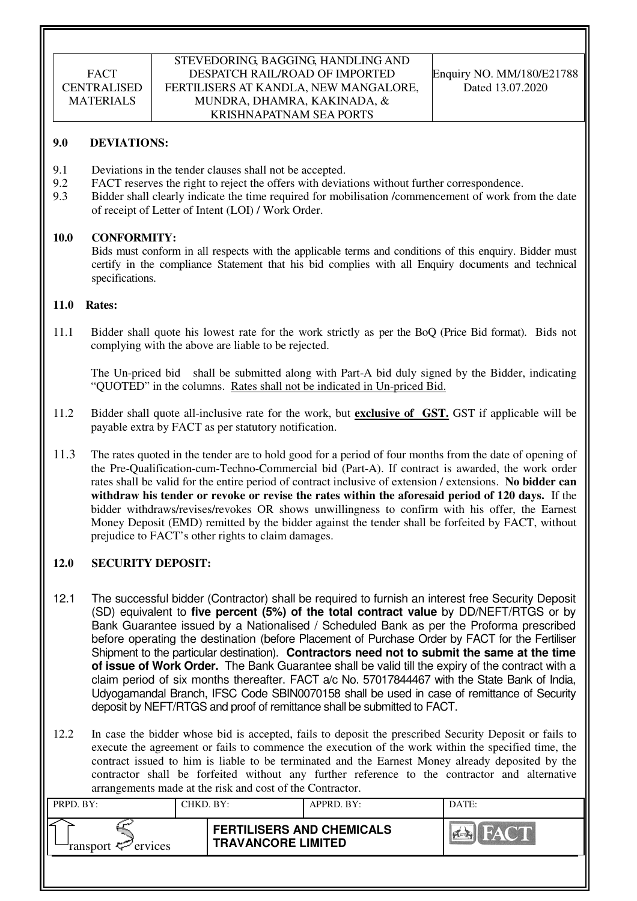## 9.0 DEVIATIONS:

9.1 Deviations in the tender clauses shall not be accepted.

9.2 FACT reserves the right to reject the offers with deviations without further correspondence.

9.3 Bidder shall clearly indicate the time required for mobilisation /commencement of work from the date of receipt of Letter of Intent (LOI) / Work Order.

## 10.0 CONFORMITY:

Bids must conform in all respects with the applicable terms and conditions of this enquiry. Bidder must certify in the compliance Statement that his bid complies with all Enquiry documents and technical specifications.

## 11.0 Rates:

11.1 Bidder shall quote his lowest rate for the work strictly as per the BoQ (Price Bid format). Bids not complying with the above are liable to be rejected.

The Un-priced bid shall be submitted along with Part-A bid duly signed by the Bidder, indicating "QUOTED" in the columns. Rates shall not be indicated in Un-priced Bid.

11.2 Bidder shall quote all-inclusive rate for the work, but **exclusive of GST.** GST if applicable will be payable extra by FACT as per statutory notification.

11.3 The rates quoted in the tender are to hold good for a period of four months from the date of opening of the Pre-Qualification-cum-Techno-Commercial bid (Part-A). If contract is awarded, the work order rates shall be valid for the entire period of contract inclusive of extension / extensions. **No bidder can withdraw his tender or revoke or revise the rates within the aforesaid period of 120 days.** If the bidder withdraws/revises/revokes OR shows unwillingness to confirm with his offer, the Earnest Money Deposit (EMD) remitted by the bidder against the tender shall be forfeited by FACT, without prejudice to FACT's other rights to claim damages.

## 12.0 SECURITY DEPOSIT:

12.1 The successful bidder (Contractor) shall be required to furnish an interest free Security Deposit (SD) equivalent to **five percent (5%) of the total contract value** by DD/NEFT/RTGS or by Bank Guarantee issued by a Nationalised / Scheduled Bank as per the Proforma prescribed before operating the destination (before Placement of Purchase Order by FACT for the Fertiliser Shipment to the particular destination). **Contractors need not to submit the same at the time of issue of Work Order.** The Bank Guarantee shall be valid till the expiry of the contract with a claim period of six months thereafter. FACT a/c No. 57017844467 with the State Bank of India, Udyogamandal Branch, IFSC Code SBIN0070158 shall be used in case of remittance of Security deposit by NEFT/RTGS and proof of remittance shall be submitted to FACT.

12.2 In case the bidder whose bid is accepted, fails to deposit the prescribed Security Deposit or fails to execute the agreement or fails to commence the execution of the work within the specified time, the contract issued to him is liable to be terminated and the Earnest Money already deposited by the contractor shall be forfeited without any further reference to the contractor and alternative arrangements made at the risk and cost of the Contractor.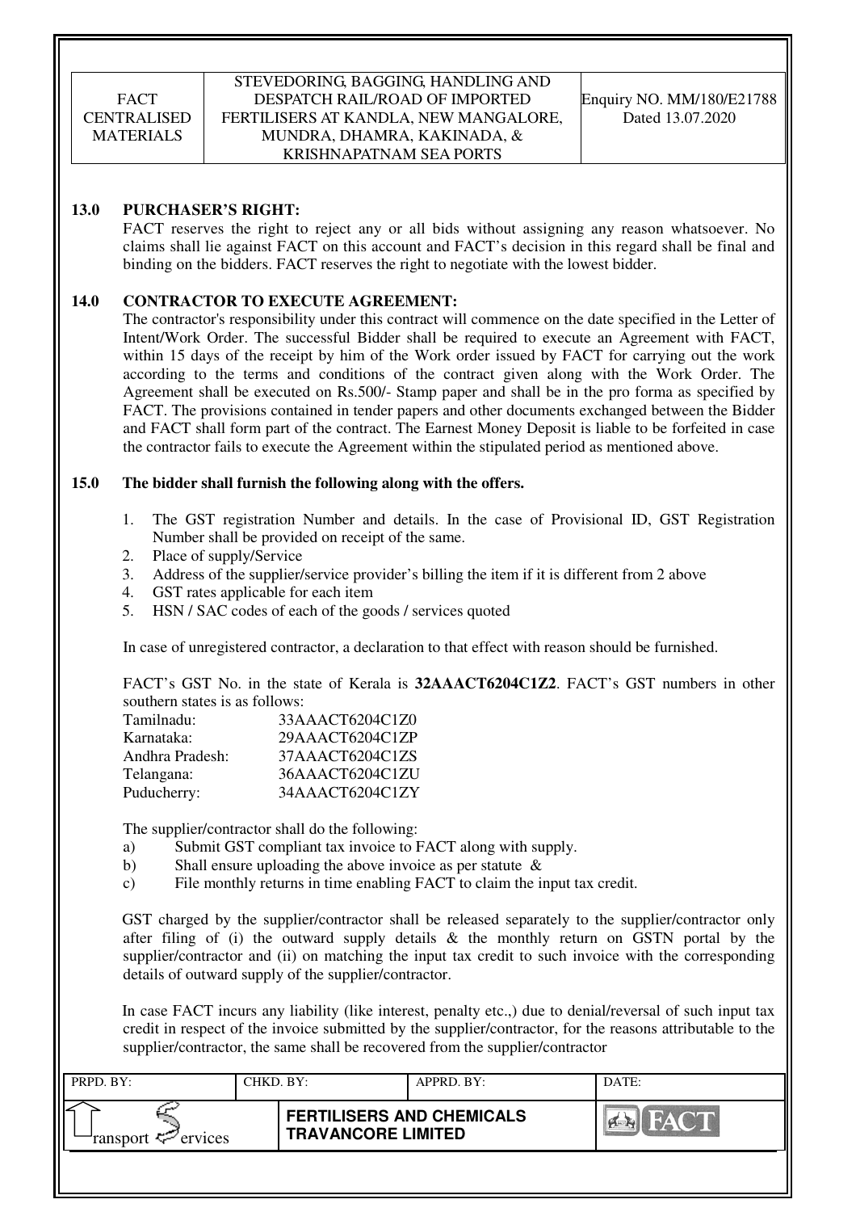## 13.0 PURCHASER'S RIGHT:

FACT reserves the right to reject any or all bids without assigning any reason whatsoever. No claims shall lie against FACT on this account and FACT's decision in this regard shall be final and binding on the bidders. FACT reserves the right to negotiate with the lowest bidder.

## 14.0 CONTRACTOR TO EXECUTE AGREEMENT:

The contractor's responsibility under this contract will commence on the date specified in the Letter of Intent/Work Order. The successful Bidder shall be required to execute an Agreement with FACT, within 15 days of the receipt by him of the Work order issued by FACT for carrying out the work according to the terms and conditions of the contract given along with the Work Order. The Agreement shall be executed on Rs.500/- Stamp paper and shall be in the pro forma as specified by FACT. The provisions contained in tender papers and other documents exchanged between the Bidder and FACT shall form part of the contract. The Earnest Money Deposit is liable to be forfeited in case the contractor fails to execute the Agreement within the stipulated period as mentioned above.

## 15.0 The bidder shall furnish the following along with the offers.

1. The GST registration Number and details. In the case of Provisional ID, GST Registration Number shall be provided on receipt of the same.
2. Place of supply/Service
3. Address of the supplier/service provider's billing the item if it is different from 2 above
4. GST rates applicable for each item
5. HSN / SAC codes of each of the goods / services quoted

In case of unregistered contractor, a declaration to that effect with reason should be furnished.

FACT's GST No. in the state of Kerala is **32AAACT6204C1Z2**. FACT's GST numbers in other southern states is as follows:

| | |
|---|---|
| Tamilnadu: | 33AAACT6204C1Z0 |
| Karnataka: | 29AAACT6204C1ZP |
| Andhra Pradesh: | 37AAACT6204C1ZS |
| Telangana: | 36AAACT6204C1ZU |
| Puducherry: | 34AAACT6204C1ZY |

The supplier/contractor shall do the following:

a) Submit GST compliant tax invoice to FACT along with supply.
b) Shall ensure uploading the above invoice as per statute &
c) File monthly returns in time enabling FACT to claim the input tax credit.

GST charged by the supplier/contractor shall be released separately to the supplier/contractor only after filing of (i) the outward supply details & the monthly return on GSTN portal by the supplier/contractor and (ii) on matching the input tax credit to such invoice with the corresponding details of outward supply of the supplier/contractor.

In case FACT incurs any liability (like interest, penalty etc.,) due to denial/reversal of such input tax credit in respect of the invoice submitted by the supplier/contractor, for the reasons attributable to the supplier/contractor, the same shall be recovered from the supplier/contractor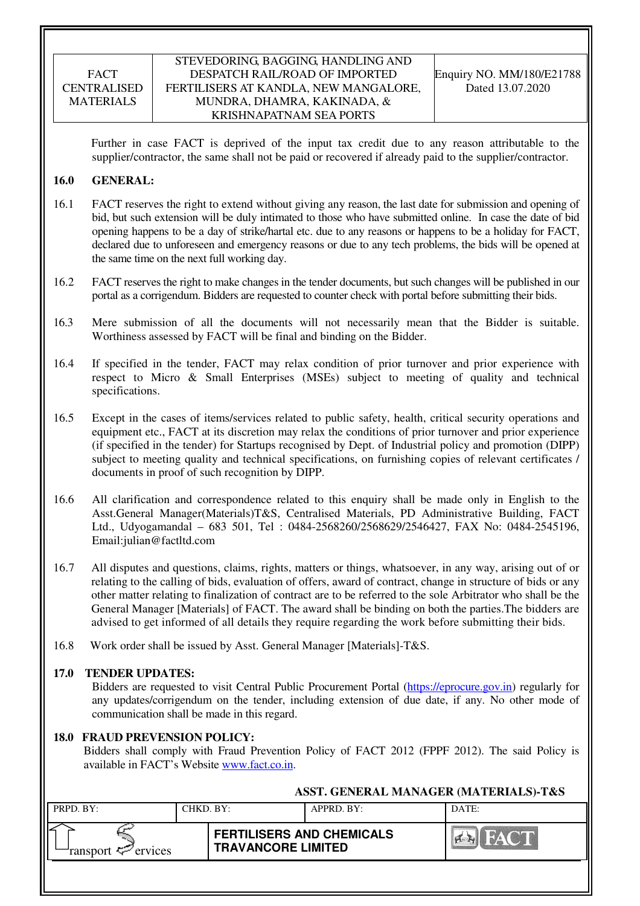Further in case FACT is deprived of the input tax credit due to any reason attributable to the supplier/contractor, the same shall not be paid or recovered if already paid to the supplier/contractor.

## 16.0 GENERAL:

16.1 FACT reserves the right to extend without giving any reason, the last date for submission and opening of bid, but such extension will be duly intimated to those who have submitted online. In case the date of bid opening happens to be a day of strike/hartal etc. due to any reasons or happens to be a holiday for FACT, declared due to unforeseen and emergency reasons or due to any tech problems, the bids will be opened at the same time on the next full working day.

16.2 FACT reserves the right to make changes in the tender documents, but such changes will be published in our portal as a corrigendum. Bidders are requested to counter check with portal before submitting their bids.

16.3 Mere submission of all the documents will not necessarily mean that the Bidder is suitable. Worthiness assessed by FACT will be final and binding on the Bidder.

16.4 If specified in the tender, FACT may relax condition of prior turnover and prior experience with respect to Micro & Small Enterprises (MSEs) subject to meeting of quality and technical specifications.

16.5 Except in the cases of items/services related to public safety, health, critical security operations and equipment etc., FACT at its discretion may relax the conditions of prior turnover and prior experience (if specified in the tender) for Startups recognised by Dept. of Industrial policy and promotion (DIPP) subject to meeting quality and technical specifications, on furnishing copies of relevant certificates / documents in proof of such recognition by DIPP.

16.6 All clarification and correspondence related to this enquiry shall be made only in English to the Asst.General Manager(Materials)T&S, Centralised Materials, PD Administrative Building, FACT Ltd., Udyogamandal – 683 501, Tel : 0484-2568260/2568629/2546427, FAX No: 0484-2545196, Email:julian@factltd.com

16.7 All disputes and questions, claims, rights, matters or things, whatsoever, in any way, arising out of or relating to the calling of bids, evaluation of offers, award of contract, change in structure of bids or any other matter relating to finalization of contract are to be referred to the sole Arbitrator who shall be the General Manager [Materials] of FACT. The award shall be binding on both the parties.The bidders are advised to get informed of all details they require regarding the work before submitting their bids.

16.8 Work order shall be issued by Asst. General Manager [Materials]-T&S.

## 17.0 TENDER UPDATES:

Bidders are requested to visit Central Public Procurement Portal (https://eprocure.gov.in) regularly for any updates/corrigendum on the tender, including extension of due date, if any. No other mode of communication shall be made in this regard.

## 18.0 FRAUD PREVENSION POLICY:

Bidders shall comply with Fraud Prevention Policy of FACT 2012 (FPPF 2012). The said Policy is available in FACT's Website www.fact.co.in.

**ASST. GENERAL MANAGER (MATERIALS)-T&S**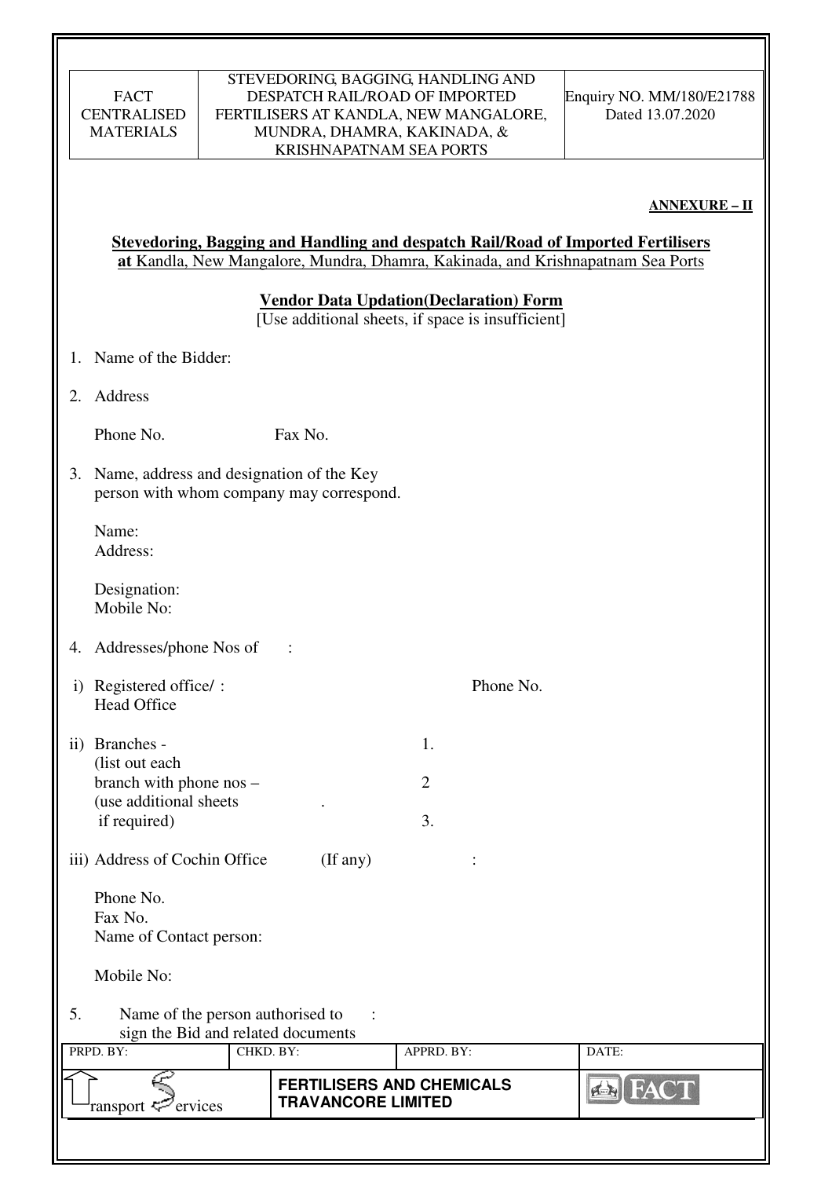**ANNEXURE – II**

**Stevedoring, Bagging and Handling and despatch Rail/Road of Imported Fertilisers at** Kandla, New Mangalore, Mundra, Dhamra, Kakinada, and Krishnapatnam Sea Ports

**Vendor Data Updation(Declaration) Form**
[Use additional sheets, if space is insufficient]

1. Name of the Bidder:

2. Address

   Phone No. Fax No.

3. Name, address and designation of the Key person with whom company may correspond.

   Name:
   Address:

   Designation:
   Mobile No:

4. Addresses/phone Nos of :

   i) Registered office/ Head Office : Phone No.

   ii) Branches - (list out each branch with phone nos – (use additional sheets if required)
      1.
      2
      3.

   iii) Address of Cochin Office (If any) :

   Phone No.
   Fax No.
   Name of Contact person:

   Mobile No:

5. Name of the person authorised to sign the Bid and related documents :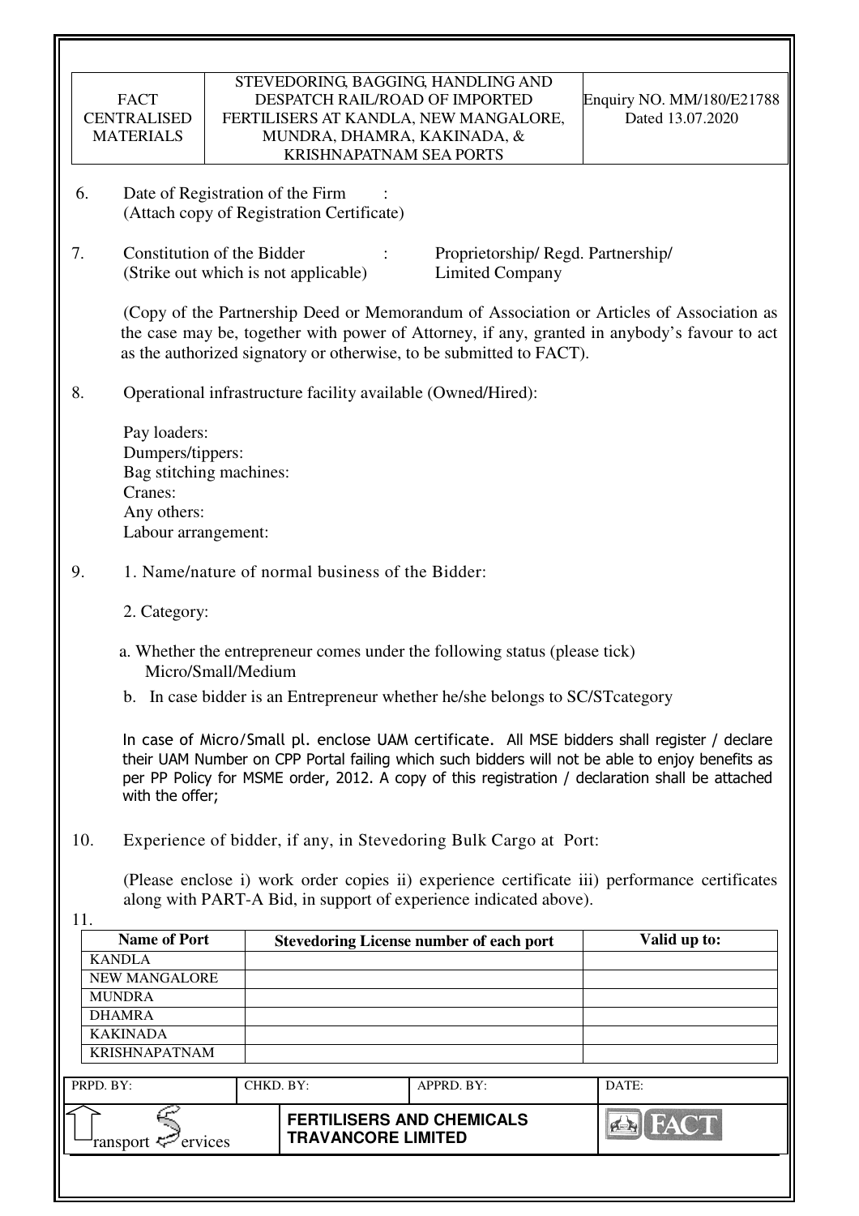6. Date of Registration of the Firm :
   (Attach copy of Registration Certificate)

7. Constitution of the Bidder : Proprietorship/ Regd. Partnership/ Limited Company
   (Strike out which is not applicable)

   (Copy of the Partnership Deed or Memorandum of Association or Articles of Association as the case may be, together with power of Attorney, if any, granted in anybody's favour to act as the authorized signatory or otherwise, to be submitted to FACT).

8. Operational infrastructure facility available (Owned/Hired):

   Pay loaders:
   Dumpers/tippers:
   Bag stitching machines:
   Cranes:
   Any others:
   Labour arrangement:

9. 1. Name/nature of normal business of the Bidder:

   2. Category:

   a. Whether the entrepreneur comes under the following status (please tick)
      Micro/Small/Medium

   b. In case bidder is an Entrepreneur whether he/she belongs to SC/STcategory

   In case of Micro/Small pl. enclose UAM certificate. All MSE bidders shall register / declare their UAM Number on CPP Portal failing which such bidders will not be able to enjoy benefits as per PP Policy for MSME order, 2012. A copy of this registration / declaration shall be attached with the offer;

10. Experience of bidder, if any, in Stevedoring Bulk Cargo at Port:

    (Please enclose i) work order copies ii) experience certificate iii) performance certificates along with PART-A Bid, in support of experience indicated above).

11.

| Name of Port | Stevedoring License number of each port | Valid up to: |
|---|---|---|
| KANDLA | | |
| NEW MANGALORE | | |
| MUNDRA | | |
| DHAMRA | | |
| KAKINADA | | |
| KRISHNAPATNAM | | |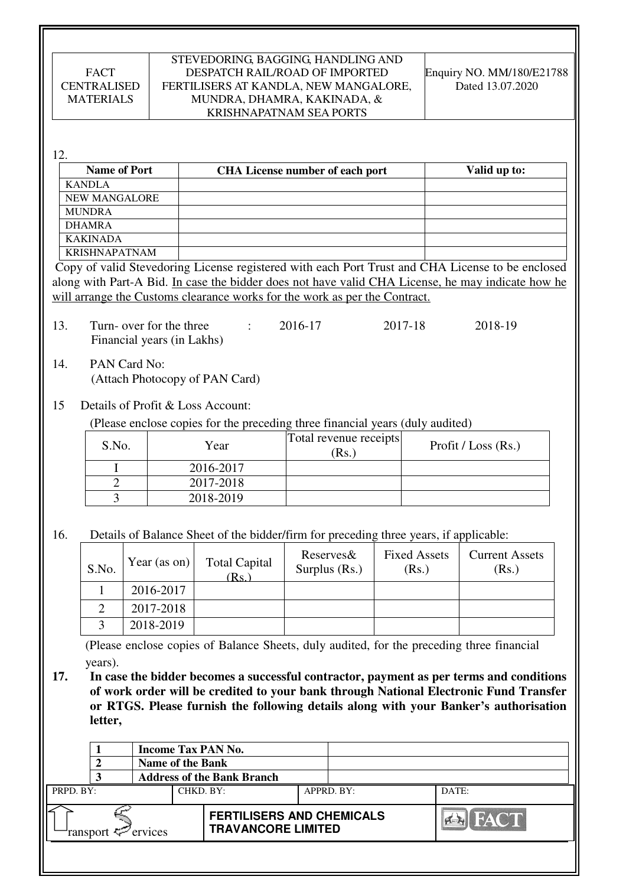12.

| Name of Port | CHA License number of each port | Valid up to: |
|---|---|---|
| KANDLA | | |
| NEW MANGALORE | | |
| MUNDRA | | |
| DHAMRA | | |
| KAKINADA | | |
| KRISHNAPATNAM | | |

Copy of valid Stevedoring License registered with each Port Trust and CHA License to be enclosed along with Part-A Bid. <u>In case the bidder does not have valid CHA License, he may indicate how he will arrange the Customs clearance works for the work as per the Contract.</u>

13. Turn- over for the three Financial years (in Lakhs) : 2016-17 2017-18 2018-19

14. PAN Card No:
(Attach Photocopy of PAN Card)

15 Details of Profit & Loss Account:

(Please enclose copies for the preceding three financial years (duly audited)

| S.No. | Year | Total revenue receipts (Rs.) | Profit / Loss (Rs.) |
|---|---|---|---|
| I | 2016-2017 | | |
| 2 | 2017-2018 | | |
| 3 | 2018-2019 | | |

16. Details of Balance Sheet of the bidder/firm for preceding three years, if applicable:

| S.No. | Year (as on) | Total Capital (Rs.) | Reserves& Surplus (Rs.) | Fixed Assets (Rs.) | Current Assets (Rs.) |
|---|---|---|---|---|---|
| 1 | 2016-2017 | | | | |
| 2 | 2017-2018 | | | | |
| 3 | 2018-2019 | | | | |

(Please enclose copies of Balance Sheets, duly audited, for the preceding three financial years).

**17. In case the bidder becomes a successful contractor, payment as per terms and conditions of work order will be credited to your bank through National Electronic Fund Transfer or RTGS. Please furnish the following details along with your Banker's authorisation letter,**

| | | |
|---|---|---|
| **1** | **Income Tax PAN No.** | |
| **2** | **Name of the Bank** | |
| **3** | **Address of the Bank Branch** | |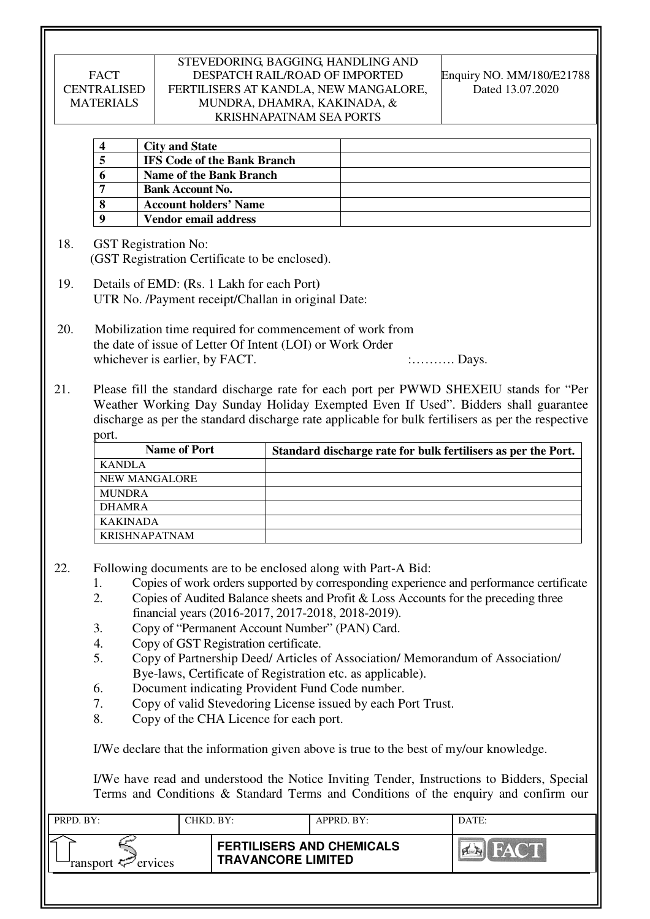| 4 | City and State | |
|---|---|---|
| 5 | IFS Code of the Bank Branch | |
| 6 | Name of the Bank Branch | |
| 7 | Bank Account No. | |
| 8 | Account holders' Name | |
| 9 | Vendor email address | |

18. GST Registration No:
 (GST Registration Certificate to be enclosed).

19. Details of EMD: (Rs. 1 Lakh for each Port)
 UTR No. /Payment receipt/Challan in original Date:

20. Mobilization time required for commencement of work from the date of issue of Letter Of Intent (LOI) or Work Order whichever is earlier, by FACT. :………. Days.

21. Please fill the standard discharge rate for each port per PWWD SHEXEIU stands for "Per Weather Working Day Sunday Holiday Exempted Even If Used". Bidders shall guarantee discharge as per the standard discharge rate applicable for bulk fertilisers as per the respective port.

| Name of Port | Standard discharge rate for bulk fertilisers as per the Port. |
|---|---|
| KANDLA | |
| NEW MANGALORE | |
| MUNDRA | |
| DHAMRA | |
| KAKINADA | |
| KRISHNAPATNAM | |

22. Following documents are to be enclosed along with Part-A Bid:
 1. Copies of work orders supported by corresponding experience and performance certificate
 2. Copies of Audited Balance sheets and Profit & Loss Accounts for the preceding three financial years (2016-2017, 2017-2018, 2018-2019).
 3. Copy of "Permanent Account Number" (PAN) Card.
 4. Copy of GST Registration certificate.
 5. Copy of Partnership Deed/ Articles of Association/ Memorandum of Association/ Bye-laws, Certificate of Registration etc. as applicable).
 6. Document indicating Provident Fund Code number.
 7. Copy of valid Stevedoring License issued by each Port Trust.
 8. Copy of the CHA Licence for each port.

 I/We declare that the information given above is true to the best of my/our knowledge.

 I/We have read and understood the Notice Inviting Tender, Instructions to Bidders, Special Terms and Conditions & Standard Terms and Conditions of the enquiry and confirm our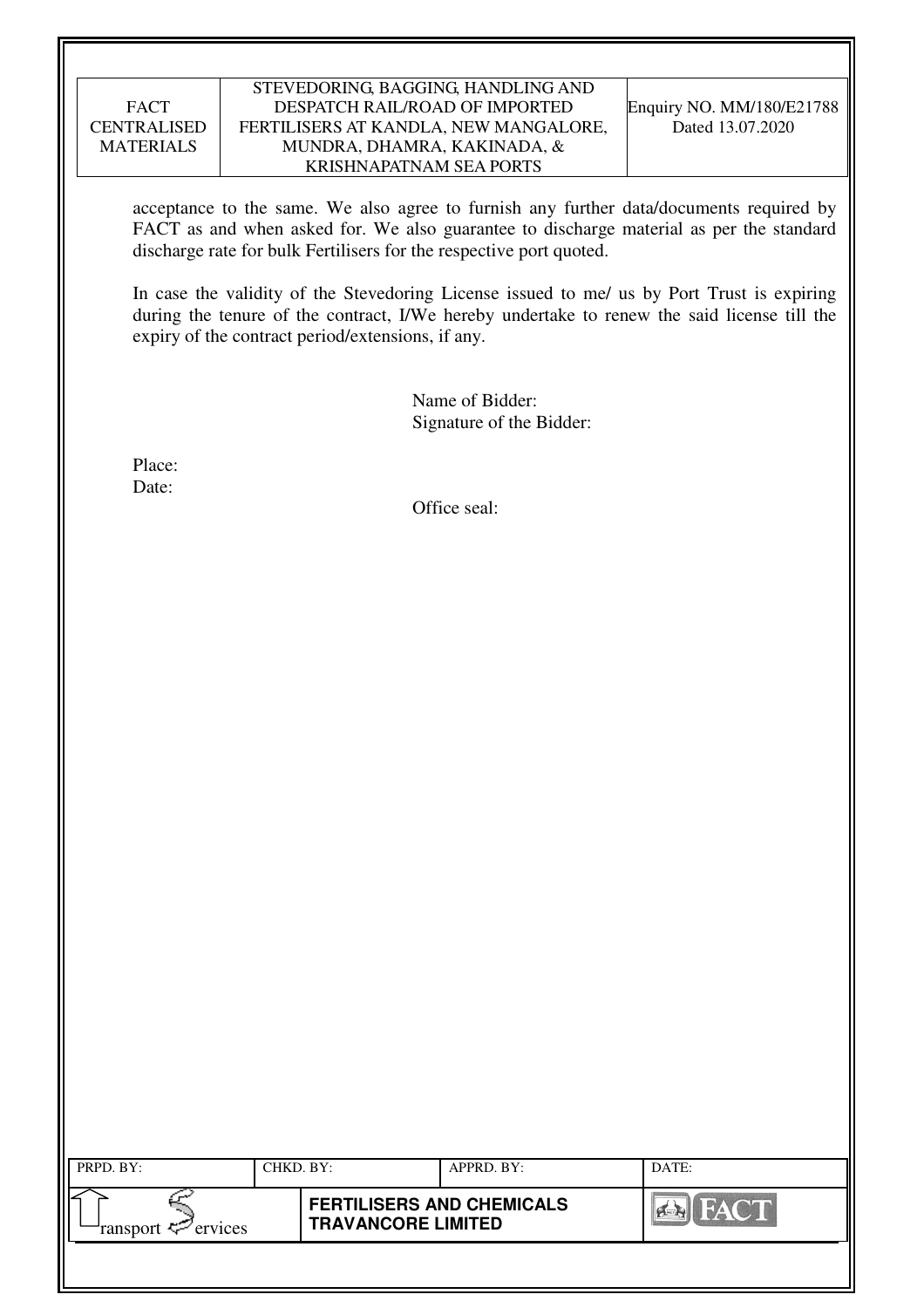acceptance to the same. We also agree to furnish any further data/documents required by FACT as and when asked for. We also guarantee to discharge material as per the standard discharge rate for bulk Fertilisers for the respective port quoted.

In case the validity of the Stevedoring License issued to me/ us by Port Trust is expiring during the tenure of the contract, I/We hereby undertake to renew the said license till the expiry of the contract period/extensions, if any.

Name of Bidder:
Signature of the Bidder:

Place:
Date:

Office seal: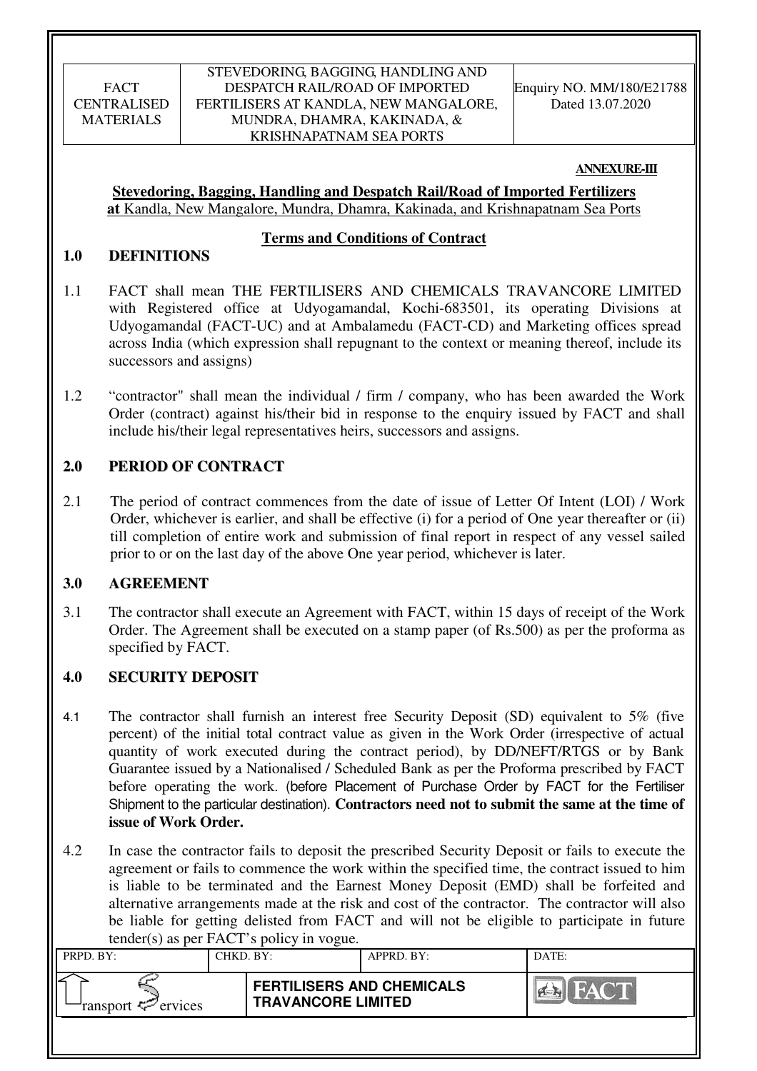**ANNEXURE-III**

**Stevedoring, Bagging, Handling and Despatch Rail/Road of Imported Fertilizers at** Kandla, New Mangalore, Mundra, Dhamra, Kakinada, and Krishnapatnam Sea Ports

**Terms and Conditions of Contract**

## 1.0 DEFINITIONS

1.1 FACT shall mean THE FERTILISERS AND CHEMICALS TRAVANCORE LIMITED with Registered office at Udyogamandal, Kochi-683501, its operating Divisions at Udyogamandal (FACT-UC) and at Ambalamedu (FACT-CD) and Marketing offices spread across India (which expression shall repugnant to the context or meaning thereof, include its successors and assigns)

1.2 "contractor" shall mean the individual / firm / company, who has been awarded the Work Order (contract) against his/their bid in response to the enquiry issued by FACT and shall include his/their legal representatives heirs, successors and assigns.

## 2.0 PERIOD OF CONTRACT

2.1 The period of contract commences from the date of issue of Letter Of Intent (LOI) / Work Order, whichever is earlier, and shall be effective (i) for a period of One year thereafter or (ii) till completion of entire work and submission of final report in respect of any vessel sailed prior to or on the last day of the above One year period, whichever is later.

## 3.0 AGREEMENT

3.1 The contractor shall execute an Agreement with FACT, within 15 days of receipt of the Work Order. The Agreement shall be executed on a stamp paper (of Rs.500) as per the proforma as specified by FACT.

## 4.0 SECURITY DEPOSIT

4.1 The contractor shall furnish an interest free Security Deposit (SD) equivalent to 5% (five percent) of the initial total contract value as given in the Work Order (irrespective of actual quantity of work executed during the contract period), by DD/NEFT/RTGS or by Bank Guarantee issued by a Nationalised / Scheduled Bank as per the Proforma prescribed by FACT before operating the work. (before Placement of Purchase Order by FACT for the Fertiliser Shipment to the particular destination). **Contractors need not to submit the same at the time of issue of Work Order.**

4.2 In case the contractor fails to deposit the prescribed Security Deposit or fails to execute the agreement or fails to commence the work within the specified time, the contract issued to him is liable to be terminated and the Earnest Money Deposit (EMD) shall be forfeited and alternative arrangements made at the risk and cost of the contractor. The contractor will also be liable for getting delisted from FACT and will not be eligible to participate in future tender(s) as per FACT's policy in vogue.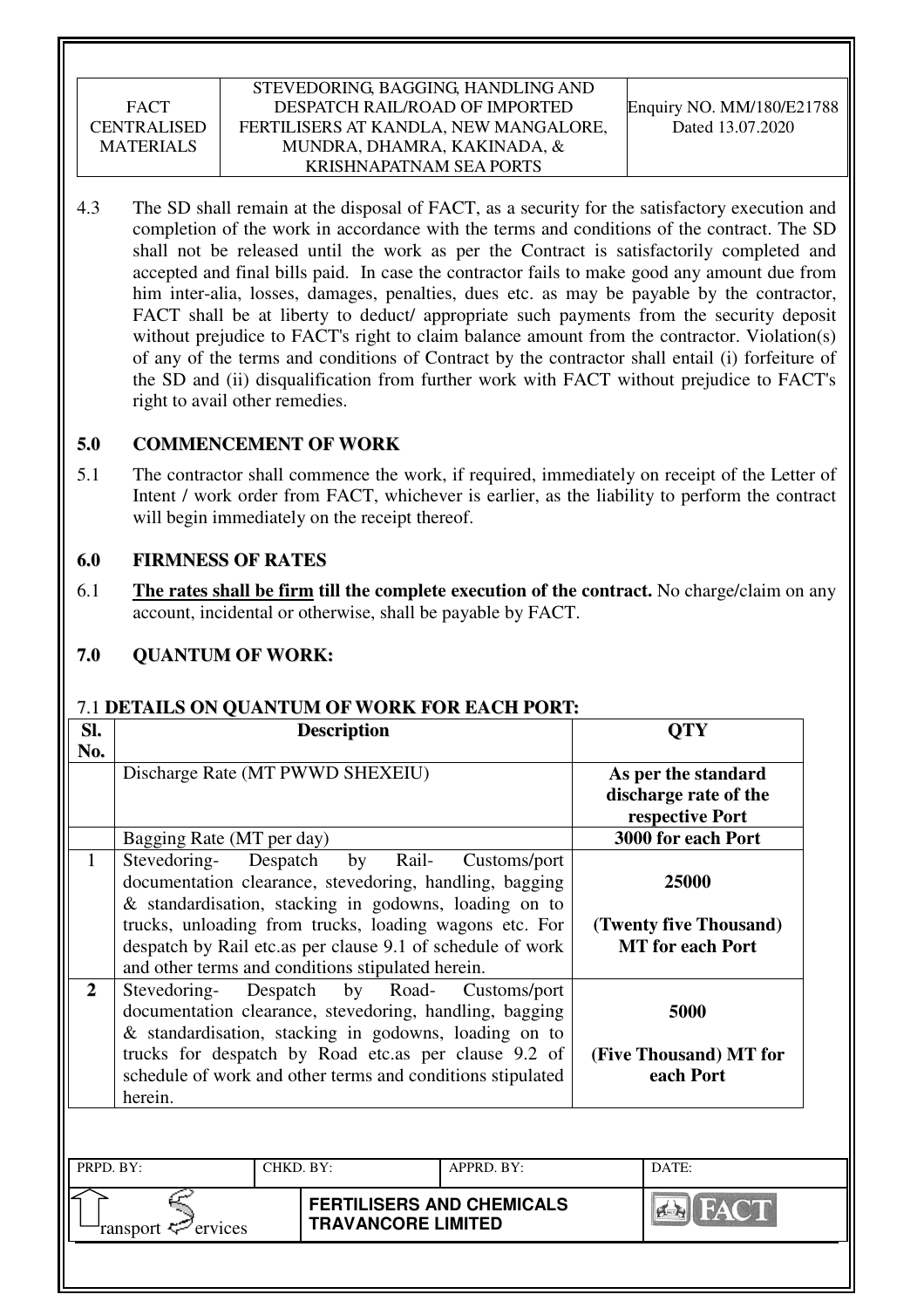4.3 The SD shall remain at the disposal of FACT, as a security for the satisfactory execution and completion of the work in accordance with the terms and conditions of the contract. The SD shall not be released until the work as per the Contract is satisfactorily completed and accepted and final bills paid. In case the contractor fails to make good any amount due from him inter-alia, losses, damages, penalties, dues etc. as may be payable by the contractor, FACT shall be at liberty to deduct/ appropriate such payments from the security deposit without prejudice to FACT's right to claim balance amount from the contractor. Violation(s) of any of the terms and conditions of Contract by the contractor shall entail (i) forfeiture of the SD and (ii) disqualification from further work with FACT without prejudice to FACT's right to avail other remedies.

## 5.0 COMMENCEMENT OF WORK

5.1 The contractor shall commence the work, if required, immediately on receipt of the Letter of Intent / work order from FACT, whichever is earlier, as the liability to perform the contract will begin immediately on the receipt thereof.

## 6.0 FIRMNESS OF RATES

6.1 **The rates shall be firm till the complete execution of the contract.** No charge/claim on any account, incidental or otherwise, shall be payable by FACT.

## 7.0 QUANTUM OF WORK:

### 7.1 DETAILS ON QUANTUM OF WORK FOR EACH PORT:

| Sl. No. | Description | QTY |
|---|---|---|
| | Discharge Rate (MT PWWD SHEXEIU) | **As per the standard discharge rate of the respective Port** |
| | Bagging Rate (MT per day) | **3000 for each Port** |
| 1 | Stevedoring- Despatch by Rail- Customs/port documentation clearance, stevedoring, handling, bagging & standardisation, stacking in godowns, loading on to trucks, unloading from trucks, loading wagons etc. For despatch by Rail etc.as per clause 9.1 of schedule of work and other terms and conditions stipulated herein. | **25000**<br><br>**(Twenty five Thousand) MT for each Port** |
| **2** | Stevedoring- Despatch by Road- Customs/port documentation clearance, stevedoring, handling, bagging & standardisation, stacking in godowns, loading on to trucks for despatch by Road etc.as per clause 9.2 of schedule of work and other terms and conditions stipulated herein. | **5000**<br><br>**(Five Thousand) MT for each Port** |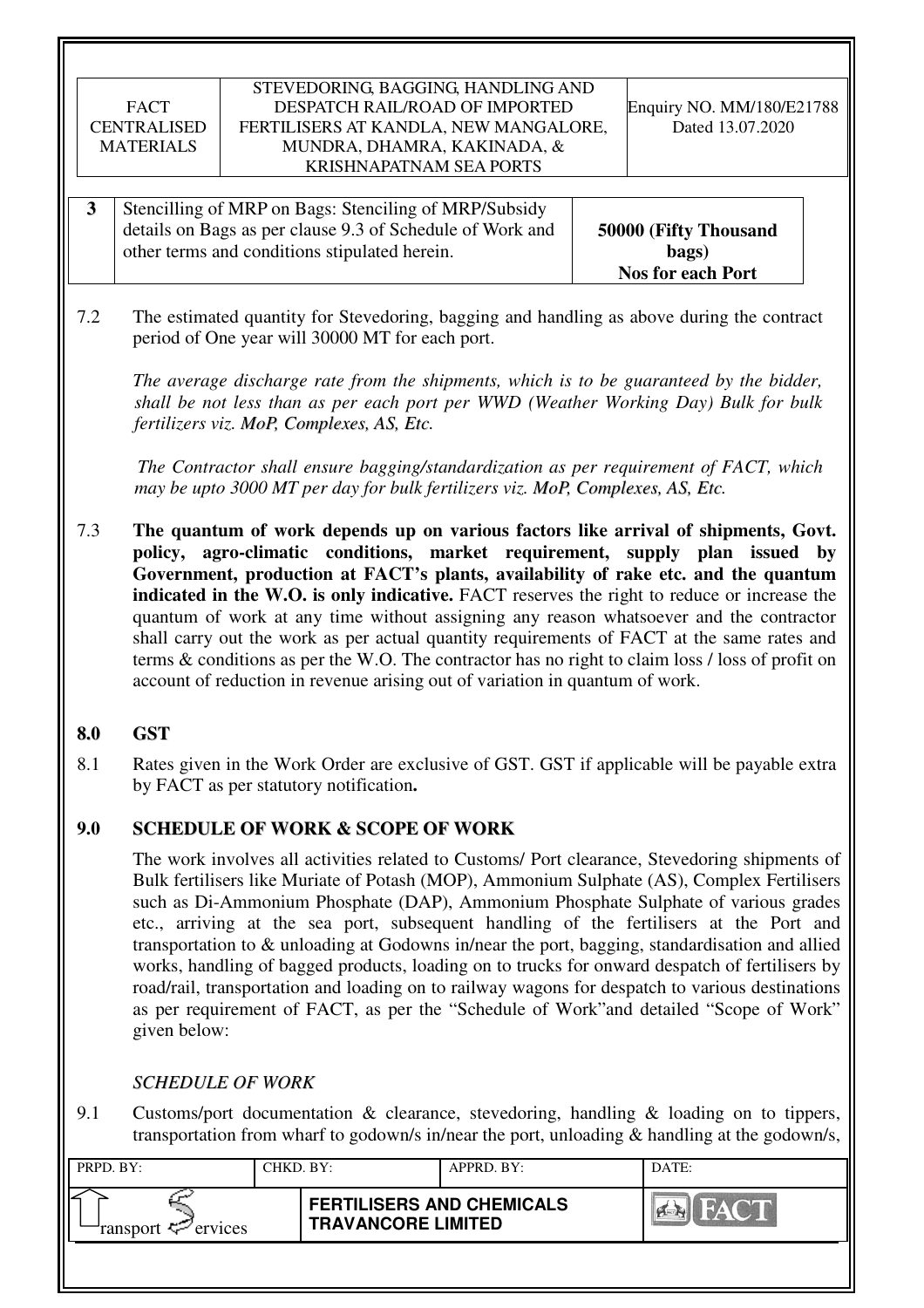| 3 | Stencilling of MRP on Bags: Stenciling of MRP/Subsidy details on Bags as per clause 9.3 of Schedule of Work and other terms and conditions stipulated herein. | **50000 (Fifty Thousand bags) Nos for each Port** |
|---|---|---|

7.2 The estimated quantity for Stevedoring, bagging and handling as above during the contract period of One year will 30000 MT for each port.

*The average discharge rate from the shipments, which is to be guaranteed by the bidder, shall be not less than as per each port per WWD (Weather Working Day) Bulk for bulk fertilizers viz. MoP, Complexes, AS, Etc.*

*The Contractor shall ensure bagging/standardization as per requirement of FACT, which may be upto 3000 MT per day for bulk fertilizers viz. MoP, Complexes, AS, Etc.*

7.3 **The quantum of work depends up on various factors like arrival of shipments, Govt. policy, agro-climatic conditions, market requirement, supply plan issued by Government, production at FACT's plants, availability of rake etc. and the quantum indicated in the W.O. is only indicative.** FACT reserves the right to reduce or increase the quantum of work at any time without assigning any reason whatsoever and the contractor shall carry out the work as per actual quantity requirements of FACT at the same rates and terms & conditions as per the W.O. The contractor has no right to claim loss / loss of profit on account of reduction in revenue arising out of variation in quantum of work.

## 8.0 GST

8.1 Rates given in the Work Order are exclusive of GST. GST if applicable will be payable extra by FACT as per statutory notification**.**

## 9.0 SCHEDULE OF WORK & SCOPE OF WORK

The work involves all activities related to Customs/ Port clearance, Stevedoring shipments of Bulk fertilisers like Muriate of Potash (MOP), Ammonium Sulphate (AS), Complex Fertilisers such as Di-Ammonium Phosphate (DAP), Ammonium Phosphate Sulphate of various grades etc., arriving at the sea port, subsequent handling of the fertilisers at the Port and transportation to & unloading at Godowns in/near the port, bagging, standardisation and allied works, handling of bagged products, loading on to trucks for onward despatch of fertilisers by road/rail, transportation and loading on to railway wagons for despatch to various destinations as per requirement of FACT, as per the "Schedule of Work"and detailed "Scope of Work" given below:

*SCHEDULE OF WORK*

9.1 Customs/port documentation & clearance, stevedoring, handling & loading on to tippers, transportation from wharf to godown/s in/near the port, unloading & handling at the godown/s,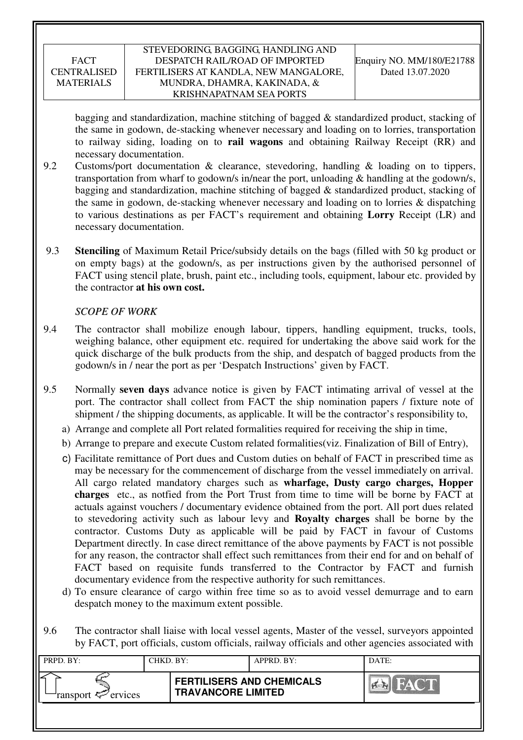bagging and standardization, machine stitching of bagged & standardized product, stacking of the same in godown, de-stacking whenever necessary and loading on to lorries, transportation to railway siding, loading on to **rail wagons** and obtaining Railway Receipt (RR) and necessary documentation.

9.2 Customs/port documentation & clearance, stevedoring, handling & loading on to tippers, transportation from wharf to godown/s in/near the port, unloading & handling at the godown/s, bagging and standardization, machine stitching of bagged & standardized product, stacking of the same in godown, de-stacking whenever necessary and loading on to lorries & dispatching to various destinations as per FACT's requirement and obtaining **Lorry** Receipt (LR) and necessary documentation.

9.3 **Stenciling** of Maximum Retail Price/subsidy details on the bags (filled with 50 kg product or on empty bags) at the godown/s, as per instructions given by the authorised personnel of FACT using stencil plate, brush, paint etc., including tools, equipment, labour etc. provided by the contractor **at his own cost.**

*SCOPE OF WORK*

9.4 The contractor shall mobilize enough labour, tippers, handling equipment, trucks, tools, weighing balance, other equipment etc. required for undertaking the above said work for the quick discharge of the bulk products from the ship, and despatch of bagged products from the godown/s in / near the port as per 'Despatch Instructions' given by FACT.

9.5 Normally **seven days** advance notice is given by FACT intimating arrival of vessel at the port. The contractor shall collect from FACT the ship nomination papers / fixture note of shipment / the shipping documents, as applicable. It will be the contractor's responsibility to,

a) Arrange and complete all Port related formalities required for receiving the ship in time,
b) Arrange to prepare and execute Custom related formalities(viz. Finalization of Bill of Entry),
c) Facilitate remittance of Port dues and Custom duties on behalf of FACT in prescribed time as may be necessary for the commencement of discharge from the vessel immediately on arrival. All cargo related mandatory charges such as **wharfage, Dusty cargo charges, Hopper charges** etc., as notfied from the Port Trust from time to time will be borne by FACT at actuals against vouchers / documentary evidence obtained from the port. All port dues related to stevedoring activity such as labour levy and **Royalty charges** shall be borne by the contractor. Customs Duty as applicable will be paid by FACT in favour of Customs Department directly. In case direct remittance of the above payments by FACT is not possible for any reason, the contractor shall effect such remittances from their end for and on behalf of FACT based on requisite funds transferred to the Contractor by FACT and furnish documentary evidence from the respective authority for such remittances.
d) To ensure clearance of cargo within free time so as to avoid vessel demurrage and to earn despatch money to the maximum extent possible.

9.6 The contractor shall liaise with local vessel agents, Master of the vessel, surveyors appointed by FACT, port officials, custom officials, railway officials and other agencies associated with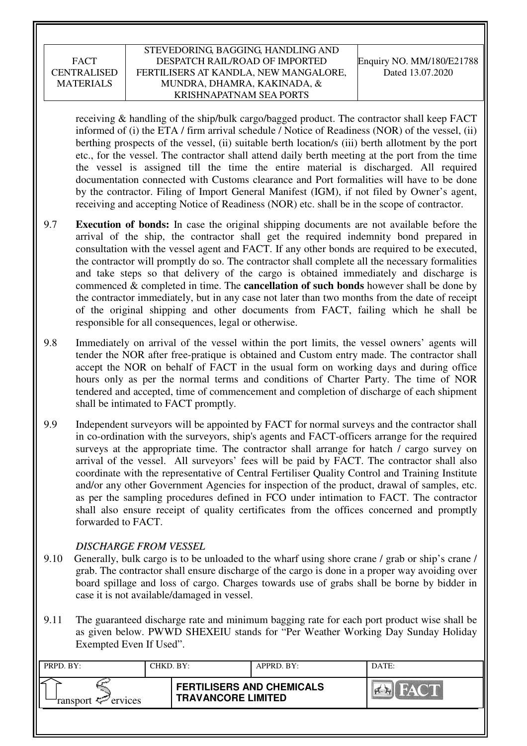receiving & handling of the ship/bulk cargo/bagged product. The contractor shall keep FACT informed of (i) the ETA / firm arrival schedule / Notice of Readiness (NOR) of the vessel, (ii) berthing prospects of the vessel, (ii) suitable berth location/s (iii) berth allotment by the port etc., for the vessel. The contractor shall attend daily berth meeting at the port from the time the vessel is assigned till the time the entire material is discharged. All required documentation connected with Customs clearance and Port formalities will have to be done by the contractor. Filing of Import General Manifest (IGM), if not filed by Owner's agent, receiving and accepting Notice of Readiness (NOR) etc. shall be in the scope of contractor.

9.7 **Execution of bonds:** In case the original shipping documents are not available before the arrival of the ship, the contractor shall get the required indemnity bond prepared in consultation with the vessel agent and FACT. If any other bonds are required to be executed, the contractor will promptly do so. The contractor shall complete all the necessary formalities and take steps so that delivery of the cargo is obtained immediately and discharge is commenced & completed in time. The **cancellation of such bonds** however shall be done by the contractor immediately, but in any case not later than two months from the date of receipt of the original shipping and other documents from FACT, failing which he shall be responsible for all consequences, legal or otherwise.

9.8 Immediately on arrival of the vessel within the port limits, the vessel owners' agents will tender the NOR after free-pratique is obtained and Custom entry made. The contractor shall accept the NOR on behalf of FACT in the usual form on working days and during office hours only as per the normal terms and conditions of Charter Party. The time of NOR tendered and accepted, time of commencement and completion of discharge of each shipment shall be intimated to FACT promptly.

9.9 Independent surveyors will be appointed by FACT for normal surveys and the contractor shall in co-ordination with the surveyors, ship's agents and FACT-officers arrange for the required surveys at the appropriate time. The contractor shall arrange for hatch / cargo survey on arrival of the vessel. All surveyors' fees will be paid by FACT. The contractor shall also coordinate with the representative of Central Fertiliser Quality Control and Training Institute and/or any other Government Agencies for inspection of the product, drawal of samples, etc. as per the sampling procedures defined in FCO under intimation to FACT. The contractor shall also ensure receipt of quality certificates from the offices concerned and promptly forwarded to FACT.

*DISCHARGE FROM VESSEL*

9.10 Generally, bulk cargo is to be unloaded to the wharf using shore crane / grab or ship's crane / grab. The contractor shall ensure discharge of the cargo is done in a proper way avoiding over board spillage and loss of cargo. Charges towards use of grabs shall be borne by bidder in case it is not available/damaged in vessel.

9.11 The guaranteed discharge rate and minimum bagging rate for each port product wise shall be as given below. PWWD SHEXEIU stands for "Per Weather Working Day Sunday Holiday Exempted Even If Used".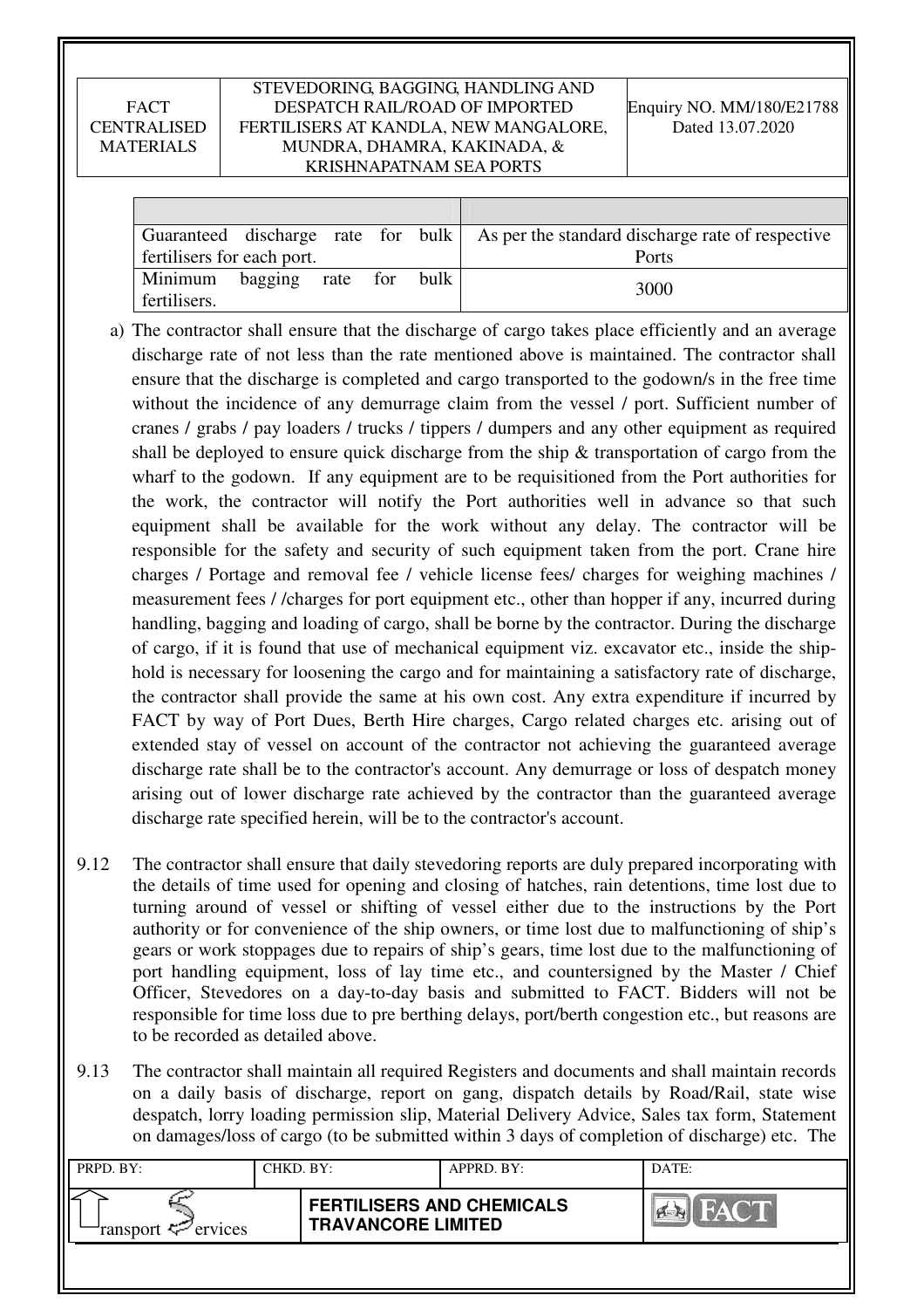| | |
|---|---|
| Guaranteed discharge rate for bulk fertilisers for each port. | As per the standard discharge rate of respective Ports |
| Minimum bagging rate for bulk fertilisers. | 3000 |

a) The contractor shall ensure that the discharge of cargo takes place efficiently and an average discharge rate of not less than the rate mentioned above is maintained. The contractor shall ensure that the discharge is completed and cargo transported to the godown/s in the free time without the incidence of any demurrage claim from the vessel / port. Sufficient number of cranes / grabs / pay loaders / trucks / tippers / dumpers and any other equipment as required shall be deployed to ensure quick discharge from the ship & transportation of cargo from the wharf to the godown. If any equipment are to be requisitioned from the Port authorities for the work, the contractor will notify the Port authorities well in advance so that such equipment shall be available for the work without any delay. The contractor will be responsible for the safety and security of such equipment taken from the port. Crane hire charges / Portage and removal fee / vehicle license fees/ charges for weighing machines / measurement fees / /charges for port equipment etc., other than hopper if any, incurred during handling, bagging and loading of cargo, shall be borne by the contractor. During the discharge of cargo, if it is found that use of mechanical equipment viz. excavator etc., inside the ship-hold is necessary for loosening the cargo and for maintaining a satisfactory rate of discharge, the contractor shall provide the same at his own cost. Any extra expenditure if incurred by FACT by way of Port Dues, Berth Hire charges, Cargo related charges etc. arising out of extended stay of vessel on account of the contractor not achieving the guaranteed average discharge rate shall be to the contractor's account. Any demurrage or loss of despatch money arising out of lower discharge rate achieved by the contractor than the guaranteed average discharge rate specified herein, will be to the contractor's account.

9.12 The contractor shall ensure that daily stevedoring reports are duly prepared incorporating with the details of time used for opening and closing of hatches, rain detentions, time lost due to turning around of vessel or shifting of vessel either due to the instructions by the Port authority or for convenience of the ship owners, or time lost due to malfunctioning of ship's gears or work stoppages due to repairs of ship's gears, time lost due to the malfunctioning of port handling equipment, loss of lay time etc., and countersigned by the Master / Chief Officer, Stevedores on a day-to-day basis and submitted to FACT. Bidders will not be responsible for time loss due to pre berthing delays, port/berth congestion etc., but reasons are to be recorded as detailed above.

9.13 The contractor shall maintain all required Registers and documents and shall maintain records on a daily basis of discharge, report on gang, dispatch details by Road/Rail, state wise despatch, lorry loading permission slip, Material Delivery Advice, Sales tax form, Statement on damages/loss of cargo (to be submitted within 3 days of completion of discharge) etc. The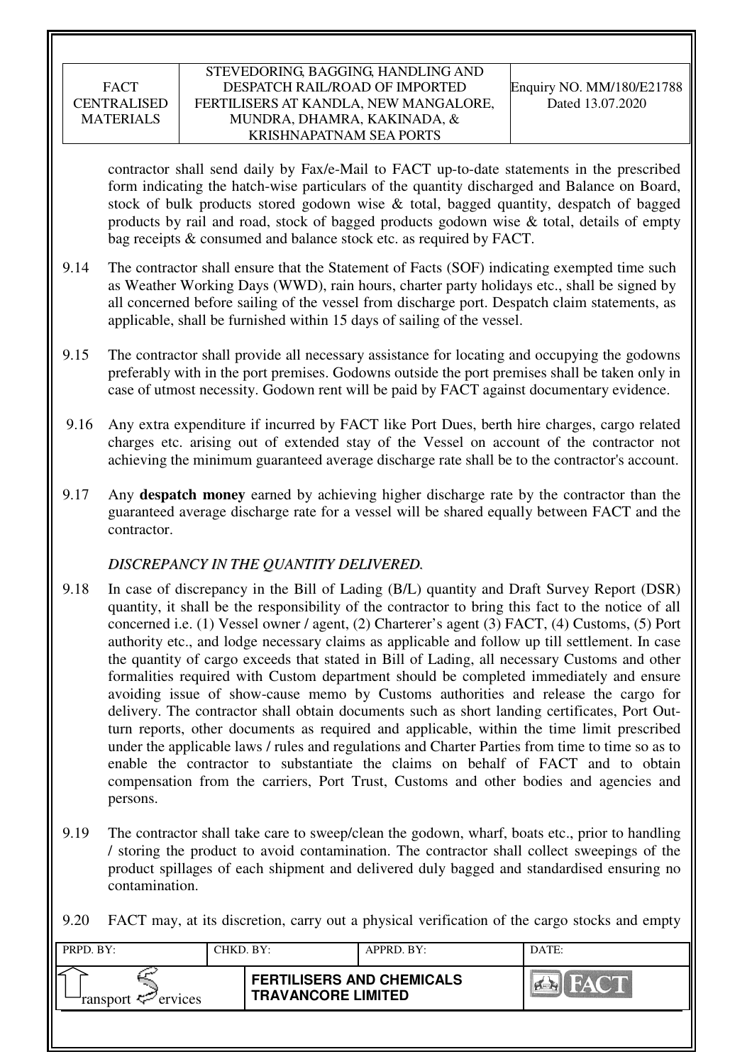contractor shall send daily by Fax/e-Mail to FACT up-to-date statements in the prescribed form indicating the hatch-wise particulars of the quantity discharged and Balance on Board, stock of bulk products stored godown wise & total, bagged quantity, despatch of bagged products by rail and road, stock of bagged products godown wise & total, details of empty bag receipts & consumed and balance stock etc. as required by FACT.

9.14 The contractor shall ensure that the Statement of Facts (SOF) indicating exempted time such as Weather Working Days (WWD), rain hours, charter party holidays etc., shall be signed by all concerned before sailing of the vessel from discharge port. Despatch claim statements, as applicable, shall be furnished within 15 days of sailing of the vessel.

9.15 The contractor shall provide all necessary assistance for locating and occupying the godowns preferably with in the port premises. Godowns outside the port premises shall be taken only in case of utmost necessity. Godown rent will be paid by FACT against documentary evidence.

9.16 Any extra expenditure if incurred by FACT like Port Dues, berth hire charges, cargo related charges etc. arising out of extended stay of the Vessel on account of the contractor not achieving the minimum guaranteed average discharge rate shall be to the contractor's account.

9.17 Any **despatch money** earned by achieving higher discharge rate by the contractor than the guaranteed average discharge rate for a vessel will be shared equally between FACT and the contractor.

*DISCREPANCY IN THE QUANTITY DELIVERED.*

9.18 In case of discrepancy in the Bill of Lading (B/L) quantity and Draft Survey Report (DSR) quantity, it shall be the responsibility of the contractor to bring this fact to the notice of all concerned i.e. (1) Vessel owner / agent, (2) Charterer's agent (3) FACT, (4) Customs, (5) Port authority etc., and lodge necessary claims as applicable and follow up till settlement. In case the quantity of cargo exceeds that stated in Bill of Lading, all necessary Customs and other formalities required with Custom department should be completed immediately and ensure avoiding issue of show-cause memo by Customs authorities and release the cargo for delivery. The contractor shall obtain documents such as short landing certificates, Port Out-turn reports, other documents as required and applicable, within the time limit prescribed under the applicable laws / rules and regulations and Charter Parties from time to time so as to enable the contractor to substantiate the claims on behalf of FACT and to obtain compensation from the carriers, Port Trust, Customs and other bodies and agencies and persons.

9.19 The contractor shall take care to sweep/clean the godown, wharf, boats etc., prior to handling / storing the product to avoid contamination. The contractor shall collect sweepings of the product spillages of each shipment and delivered duly bagged and standardised ensuring no contamination.

9.20 FACT may, at its discretion, carry out a physical verification of the cargo stocks and empty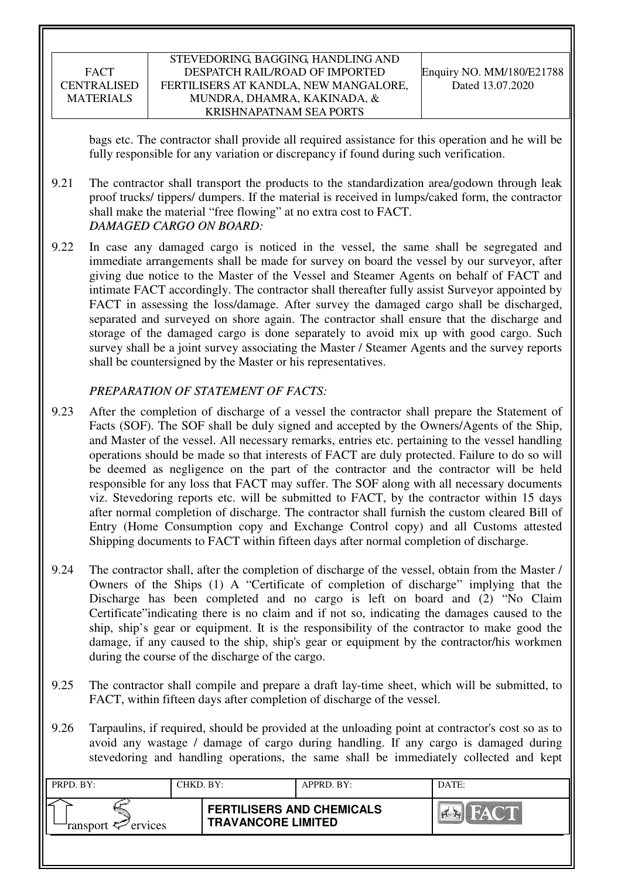bags etc. The contractor shall provide all required assistance for this operation and he will be fully responsible for any variation or discrepancy if found during such verification.

9.21 The contractor shall transport the products to the standardization area/godown through leak proof trucks/ tippers/ dumpers. If the material is received in lumps/caked form, the contractor shall make the material "free flowing" at no extra cost to FACT.

***DAMAGED CARGO ON BOARD:***

9.22 In case any damaged cargo is noticed in the vessel, the same shall be segregated and immediate arrangements shall be made for survey on board the vessel by our surveyor, after giving due notice to the Master of the Vessel and Steamer Agents on behalf of FACT and intimate FACT accordingly. The contractor shall thereafter fully assist Surveyor appointed by FACT in assessing the loss/damage. After survey the damaged cargo shall be discharged, separated and surveyed on shore again. The contractor shall ensure that the discharge and storage of the damaged cargo is done separately to avoid mix up with good cargo. Such survey shall be a joint survey associating the Master / Steamer Agents and the survey reports shall be countersigned by the Master or his representatives.

*PREPARATION OF STATEMENT OF FACTS:*

9.23 After the completion of discharge of a vessel the contractor shall prepare the Statement of Facts (SOF). The SOF shall be duly signed and accepted by the Owners/Agents of the Ship, and Master of the vessel. All necessary remarks, entries etc. pertaining to the vessel handling operations should be made so that interests of FACT are duly protected. Failure to do so will be deemed as negligence on the part of the contractor and the contractor will be held responsible for any loss that FACT may suffer. The SOF along with all necessary documents viz. Stevedoring reports etc. will be submitted to FACT, by the contractor within 15 days after normal completion of discharge. The contractor shall furnish the custom cleared Bill of Entry (Home Consumption copy and Exchange Control copy) and all Customs attested Shipping documents to FACT within fifteen days after normal completion of discharge.

9.24 The contractor shall, after the completion of discharge of the vessel, obtain from the Master / Owners of the Ships (1) A "Certificate of completion of discharge" implying that the Discharge has been completed and no cargo is left on board and (2) "No Claim Certificate"indicating there is no claim and if not so, indicating the damages caused to the ship, ship's gear or equipment. It is the responsibility of the contractor to make good the damage, if any caused to the ship, ship's gear or equipment by the contractor/his workmen during the course of the discharge of the cargo.

9.25 The contractor shall compile and prepare a draft lay-time sheet, which will be submitted, to FACT, within fifteen days after completion of discharge of the vessel.

9.26 Tarpaulins, if required, should be provided at the unloading point at contractor's cost so as to avoid any wastage / damage of cargo during handling. If any cargo is damaged during stevedoring and handling operations, the same shall be immediately collected and kept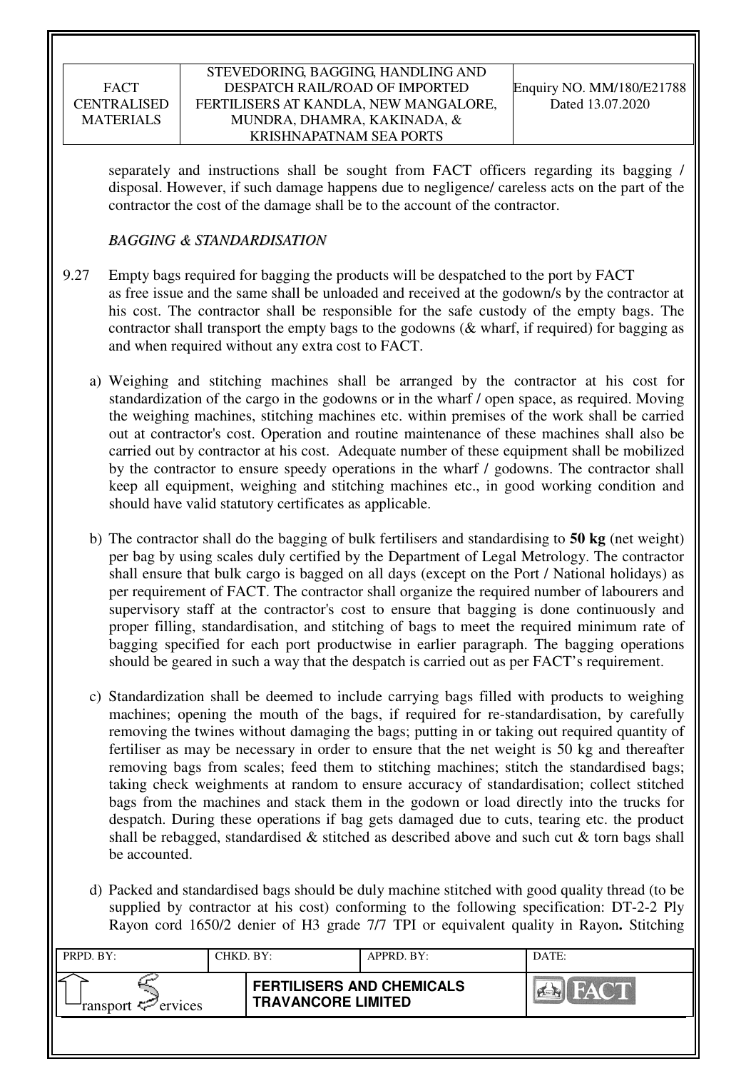separately and instructions shall be sought from FACT officers regarding its bagging / disposal. However, if such damage happens due to negligence/ careless acts on the part of the contractor the cost of the damage shall be to the account of the contractor.

***BAGGING & STANDARDISATION***

9.27 Empty bags required for bagging the products will be despatched to the port by FACT as free issue and the same shall be unloaded and received at the godown/s by the contractor at his cost. The contractor shall be responsible for the safe custody of the empty bags. The contractor shall transport the empty bags to the godowns (& wharf, if required) for bagging as and when required without any extra cost to FACT.

a) Weighing and stitching machines shall be arranged by the contractor at his cost for standardization of the cargo in the godowns or in the wharf / open space, as required. Moving the weighing machines, stitching machines etc. within premises of the work shall be carried out at contractor's cost. Operation and routine maintenance of these machines shall also be carried out by contractor at his cost. Adequate number of these equipment shall be mobilized by the contractor to ensure speedy operations in the wharf / godowns. The contractor shall keep all equipment, weighing and stitching machines etc., in good working condition and should have valid statutory certificates as applicable.

b) The contractor shall do the bagging of bulk fertilisers and standardising to **50 kg** (net weight) per bag by using scales duly certified by the Department of Legal Metrology. The contractor shall ensure that bulk cargo is bagged on all days (except on the Port / National holidays) as per requirement of FACT. The contractor shall organize the required number of labourers and supervisory staff at the contractor's cost to ensure that bagging is done continuously and proper filling, standardisation, and stitching of bags to meet the required minimum rate of bagging specified for each port productwise in earlier paragraph. The bagging operations should be geared in such a way that the despatch is carried out as per FACT's requirement.

c) Standardization shall be deemed to include carrying bags filled with products to weighing machines; opening the mouth of the bags, if required for re-standardisation, by carefully removing the twines without damaging the bags; putting in or taking out required quantity of fertiliser as may be necessary in order to ensure that the net weight is 50 kg and thereafter removing bags from scales; feed them to stitching machines; stitch the standardised bags; taking check weighments at random to ensure accuracy of standardisation; collect stitched bags from the machines and stack them in the godown or load directly into the trucks for despatch. During these operations if bag gets damaged due to cuts, tearing etc. the product shall be rebagged, standardised & stitched as described above and such cut & torn bags shall be accounted.

d) Packed and standardised bags should be duly machine stitched with good quality thread (to be supplied by contractor at his cost) conforming to the following specification: DT-2-2 Ply Rayon cord 1650/2 denier of H3 grade 7/7 TPI or equivalent quality in Rayon**.** Stitching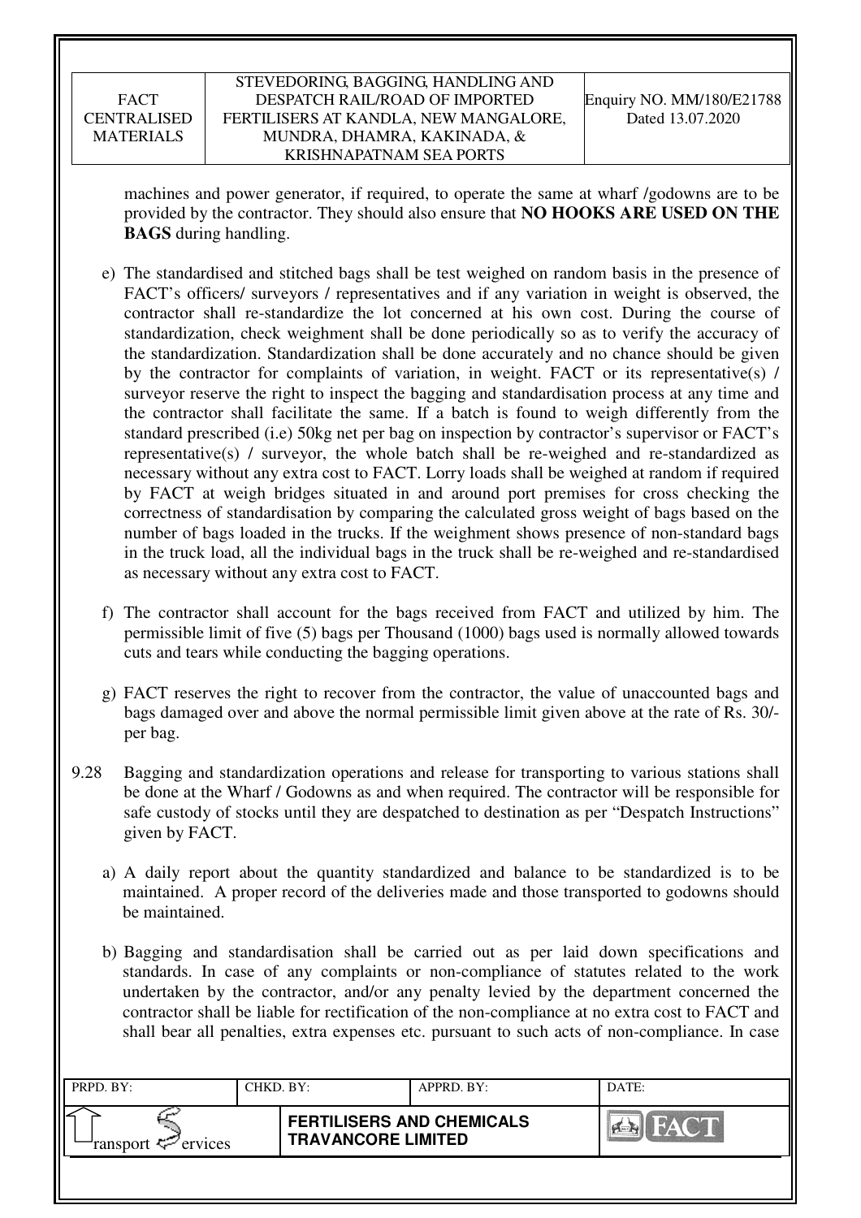machines and power generator, if required, to operate the same at wharf /godowns are to be provided by the contractor. They should also ensure that **NO HOOKS ARE USED ON THE BAGS** during handling.

e) The standardised and stitched bags shall be test weighed on random basis in the presence of FACT's officers/ surveyors / representatives and if any variation in weight is observed, the contractor shall re-standardize the lot concerned at his own cost. During the course of standardization, check weighment shall be done periodically so as to verify the accuracy of the standardization. Standardization shall be done accurately and no chance should be given by the contractor for complaints of variation, in weight. FACT or its representative(s) / surveyor reserve the right to inspect the bagging and standardisation process at any time and the contractor shall facilitate the same. If a batch is found to weigh differently from the standard prescribed (i.e) 50kg net per bag on inspection by contractor's supervisor or FACT's representative(s) / surveyor, the whole batch shall be re-weighed and re-standardized as necessary without any extra cost to FACT. Lorry loads shall be weighed at random if required by FACT at weigh bridges situated in and around port premises for cross checking the correctness of standardisation by comparing the calculated gross weight of bags based on the number of bags loaded in the trucks. If the weighment shows presence of non-standard bags in the truck load, all the individual bags in the truck shall be re-weighed and re-standardised as necessary without any extra cost to FACT.

f) The contractor shall account for the bags received from FACT and utilized by him. The permissible limit of five (5) bags per Thousand (1000) bags used is normally allowed towards cuts and tears while conducting the bagging operations.

g) FACT reserves the right to recover from the contractor, the value of unaccounted bags and bags damaged over and above the normal permissible limit given above at the rate of Rs. 30/- per bag.

9.28 Bagging and standardization operations and release for transporting to various stations shall be done at the Wharf / Godowns as and when required. The contractor will be responsible for safe custody of stocks until they are despatched to destination as per "Despatch Instructions" given by FACT.

a) A daily report about the quantity standardized and balance to be standardized is to be maintained. A proper record of the deliveries made and those transported to godowns should be maintained.

b) Bagging and standardisation shall be carried out as per laid down specifications and standards. In case of any complaints or non-compliance of statutes related to the work undertaken by the contractor, and/or any penalty levied by the department concerned the contractor shall be liable for rectification of the non-compliance at no extra cost to FACT and shall bear all penalties, extra expenses etc. pursuant to such acts of non-compliance. In case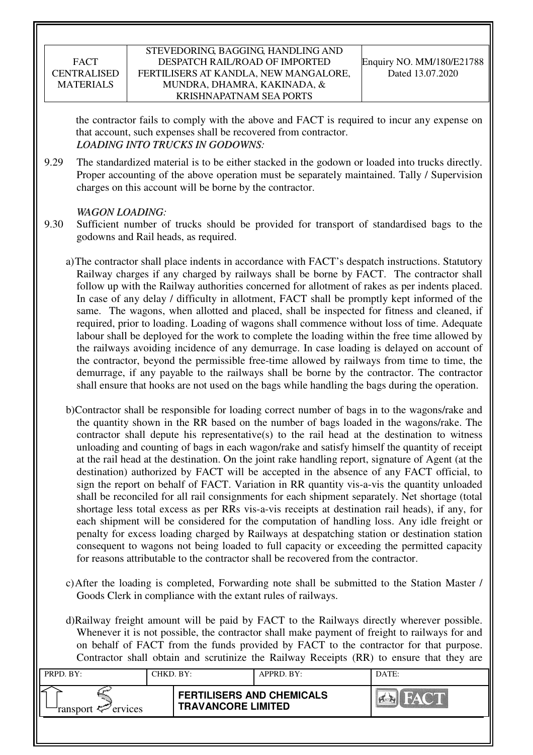the contractor fails to comply with the above and FACT is required to incur any expense on that account, such expenses shall be recovered from contractor.

***LOADING INTO TRUCKS IN GODOWNS:***

9.29 The standardized material is to be either stacked in the godown or loaded into trucks directly. Proper accounting of the above operation must be separately maintained. Tally / Supervision charges on this account will be borne by the contractor.

***WAGON LOADING:***

9.30 Sufficient number of trucks should be provided for transport of standardised bags to the godowns and Rail heads, as required.

a) The contractor shall place indents in accordance with FACT's despatch instructions. Statutory Railway charges if any charged by railways shall be borne by FACT. The contractor shall follow up with the Railway authorities concerned for allotment of rakes as per indents placed. In case of any delay / difficulty in allotment, FACT shall be promptly kept informed of the same. The wagons, when allotted and placed, shall be inspected for fitness and cleaned, if required, prior to loading. Loading of wagons shall commence without loss of time. Adequate labour shall be deployed for the work to complete the loading within the free time allowed by the railways avoiding incidence of any demurrage. In case loading is delayed on account of the contractor, beyond the permissible free-time allowed by railways from time to time, the demurrage, if any payable to the railways shall be borne by the contractor. The contractor shall ensure that hooks are not used on the bags while handling the bags during the operation.

b) Contractor shall be responsible for loading correct number of bags in to the wagons/rake and the quantity shown in the RR based on the number of bags loaded in the wagons/rake. The contractor shall depute his representative(s) to the rail head at the destination to witness unloading and counting of bags in each wagon/rake and satisfy himself the quantity of receipt at the rail head at the destination. On the joint rake handling report, signature of Agent (at the destination) authorized by FACT will be accepted in the absence of any FACT official, to sign the report on behalf of FACT. Variation in RR quantity vis-a-vis the quantity unloaded shall be reconciled for all rail consignments for each shipment separately. Net shortage (total shortage less total excess as per RRs vis-a-vis receipts at destination rail heads), if any, for each shipment will be considered for the computation of handling loss. Any idle freight or penalty for excess loading charged by Railways at despatching station or destination station consequent to wagons not being loaded to full capacity or exceeding the permitted capacity for reasons attributable to the contractor shall be recovered from the contractor.

c) After the loading is completed, Forwarding note shall be submitted to the Station Master / Goods Clerk in compliance with the extant rules of railways.

d) Railway freight amount will be paid by FACT to the Railways directly wherever possible. Whenever it is not possible, the contractor shall make payment of freight to railways for and on behalf of FACT from the funds provided by FACT to the contractor for that purpose. Contractor shall obtain and scrutinize the Railway Receipts (RR) to ensure that they are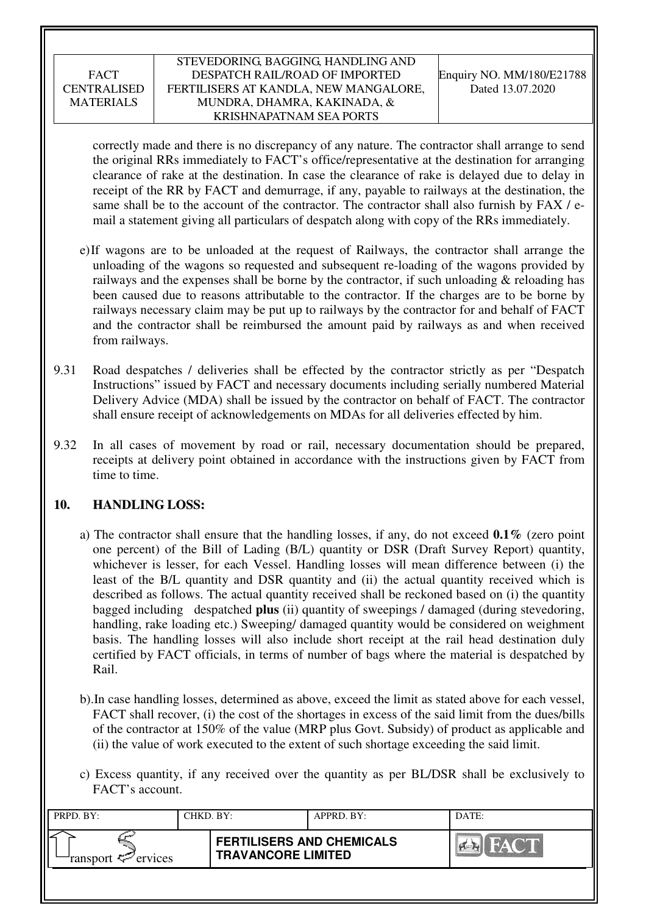correctly made and there is no discrepancy of any nature. The contractor shall arrange to send the original RRs immediately to FACT's office/representative at the destination for arranging clearance of rake at the destination. In case the clearance of rake is delayed due to delay in receipt of the RR by FACT and demurrage, if any, payable to railways at the destination, the same shall be to the account of the contractor. The contractor shall also furnish by FAX / e-mail a statement giving all particulars of despatch along with copy of the RRs immediately.

e) If wagons are to be unloaded at the request of Railways, the contractor shall arrange the unloading of the wagons so requested and subsequent re-loading of the wagons provided by railways and the expenses shall be borne by the contractor, if such unloading & reloading has been caused due to reasons attributable to the contractor. If the charges are to be borne by railways necessary claim may be put up to railways by the contractor for and behalf of FACT and the contractor shall be reimbursed the amount paid by railways as and when received from railways.

9.31 Road despatches / deliveries shall be effected by the contractor strictly as per "Despatch Instructions" issued by FACT and necessary documents including serially numbered Material Delivery Advice (MDA) shall be issued by the contractor on behalf of FACT. The contractor shall ensure receipt of acknowledgements on MDAs for all deliveries effected by him.

9.32 In all cases of movement by road or rail, necessary documentation should be prepared, receipts at delivery point obtained in accordance with the instructions given by FACT from time to time.

## 10. HANDLING LOSS:

a) The contractor shall ensure that the handling losses, if any, do not exceed **0.1%** (zero point one percent) of the Bill of Lading (B/L) quantity or DSR (Draft Survey Report) quantity, whichever is lesser, for each Vessel. Handling losses will mean difference between (i) the least of the B/L quantity and DSR quantity and (ii) the actual quantity received which is described as follows. The actual quantity received shall be reckoned based on (i) the quantity bagged including despatched **plus** (ii) quantity of sweepings / damaged (during stevedoring, handling, rake loading etc.) Sweeping/ damaged quantity would be considered on weighment basis. The handling losses will also include short receipt at the rail head destination duly certified by FACT officials, in terms of number of bags where the material is despatched by Rail.

b). In case handling losses, determined as above, exceed the limit as stated above for each vessel, FACT shall recover, (i) the cost of the shortages in excess of the said limit from the dues/bills of the contractor at 150% of the value (MRP plus Govt. Subsidy) of product as applicable and (ii) the value of work executed to the extent of such shortage exceeding the said limit.

c) Excess quantity, if any received over the quantity as per BL/DSR shall be exclusively to FACT's account.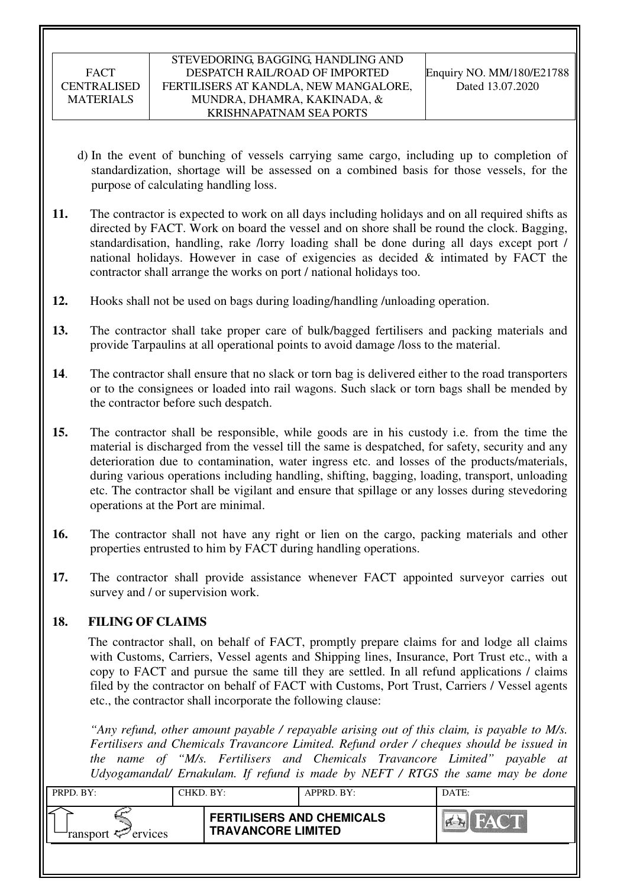d) In the event of bunching of vessels carrying same cargo, including up to completion of standardization, shortage will be assessed on a combined basis for those vessels, for the purpose of calculating handling loss.

**11.** The contractor is expected to work on all days including holidays and on all required shifts as directed by FACT. Work on board the vessel and on shore shall be round the clock. Bagging, standardisation, handling, rake /lorry loading shall be done during all days except port / national holidays. However in case of exigencies as decided & intimated by FACT the contractor shall arrange the works on port / national holidays too.

**12.** Hooks shall not be used on bags during loading/handling /unloading operation.

**13.** The contractor shall take proper care of bulk/bagged fertilisers and packing materials and provide Tarpaulins at all operational points to avoid damage /loss to the material.

**14**. The contractor shall ensure that no slack or torn bag is delivered either to the road transporters or to the consignees or loaded into rail wagons. Such slack or torn bags shall be mended by the contractor before such despatch.

**15.** The contractor shall be responsible, while goods are in his custody i.e. from the time the material is discharged from the vessel till the same is despatched, for safety, security and any deterioration due to contamination, water ingress etc. and losses of the products/materials, during various operations including handling, shifting, bagging, loading, transport, unloading etc. The contractor shall be vigilant and ensure that spillage or any losses during stevedoring operations at the Port are minimal.

**16.** The contractor shall not have any right or lien on the cargo, packing materials and other properties entrusted to him by FACT during handling operations.

**17.** The contractor shall provide assistance whenever FACT appointed surveyor carries out survey and / or supervision work.

## 18. FILING OF CLAIMS

The contractor shall, on behalf of FACT, promptly prepare claims for and lodge all claims with Customs, Carriers, Vessel agents and Shipping lines, Insurance, Port Trust etc., with a copy to FACT and pursue the same till they are settled. In all refund applications / claims filed by the contractor on behalf of FACT with Customs, Port Trust, Carriers / Vessel agents etc., the contractor shall incorporate the following clause:

*"Any refund, other amount payable / repayable arising out of this claim, is payable to M/s. Fertilisers and Chemicals Travancore Limited. Refund order / cheques should be issued in the name of "M/s. Fertilisers and Chemicals Travancore Limited" payable at Udyogamandal/ Ernakulam. If refund is made by NEFT / RTGS the same may be done*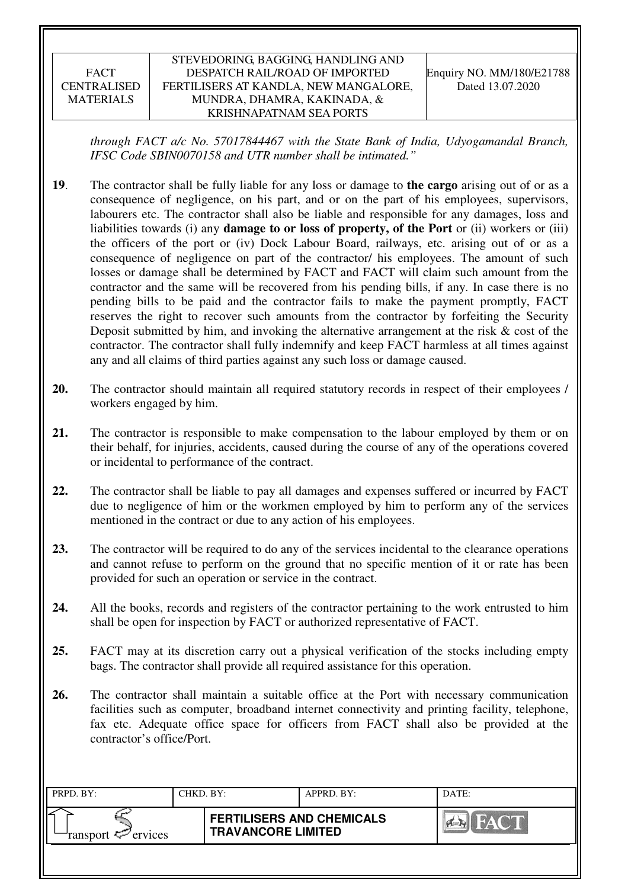*through FACT a/c No. 57017844467 with the State Bank of India, Udyogamandal Branch, IFSC Code SBIN0070158 and UTR number shall be intimated."*

**19**. The contractor shall be fully liable for any loss or damage to **the cargo** arising out of or as a consequence of negligence, on his part, and or on the part of his employees, supervisors, labourers etc. The contractor shall also be liable and responsible for any damages, loss and liabilities towards (i) any **damage to or loss of property, of the Port** or (ii) workers or (iii) the officers of the port or (iv) Dock Labour Board, railways, etc. arising out of or as a consequence of negligence on part of the contractor/ his employees. The amount of such losses or damage shall be determined by FACT and FACT will claim such amount from the contractor and the same will be recovered from his pending bills, if any. In case there is no pending bills to be paid and the contractor fails to make the payment promptly, FACT reserves the right to recover such amounts from the contractor by forfeiting the Security Deposit submitted by him, and invoking the alternative arrangement at the risk & cost of the contractor. The contractor shall fully indemnify and keep FACT harmless at all times against any and all claims of third parties against any such loss or damage caused.

**20.** The contractor should maintain all required statutory records in respect of their employees / workers engaged by him.

**21.** The contractor is responsible to make compensation to the labour employed by them or on their behalf, for injuries, accidents, caused during the course of any of the operations covered or incidental to performance of the contract.

**22.** The contractor shall be liable to pay all damages and expenses suffered or incurred by FACT due to negligence of him or the workmen employed by him to perform any of the services mentioned in the contract or due to any action of his employees.

**23.** The contractor will be required to do any of the services incidental to the clearance operations and cannot refuse to perform on the ground that no specific mention of it or rate has been provided for such an operation or service in the contract.

**24.** All the books, records and registers of the contractor pertaining to the work entrusted to him shall be open for inspection by FACT or authorized representative of FACT.

**25.** FACT may at its discretion carry out a physical verification of the stocks including empty bags. The contractor shall provide all required assistance for this operation.

**26.** The contractor shall maintain a suitable office at the Port with necessary communication facilities such as computer, broadband internet connectivity and printing facility, telephone, fax etc. Adequate office space for officers from FACT shall also be provided at the contractor's office/Port.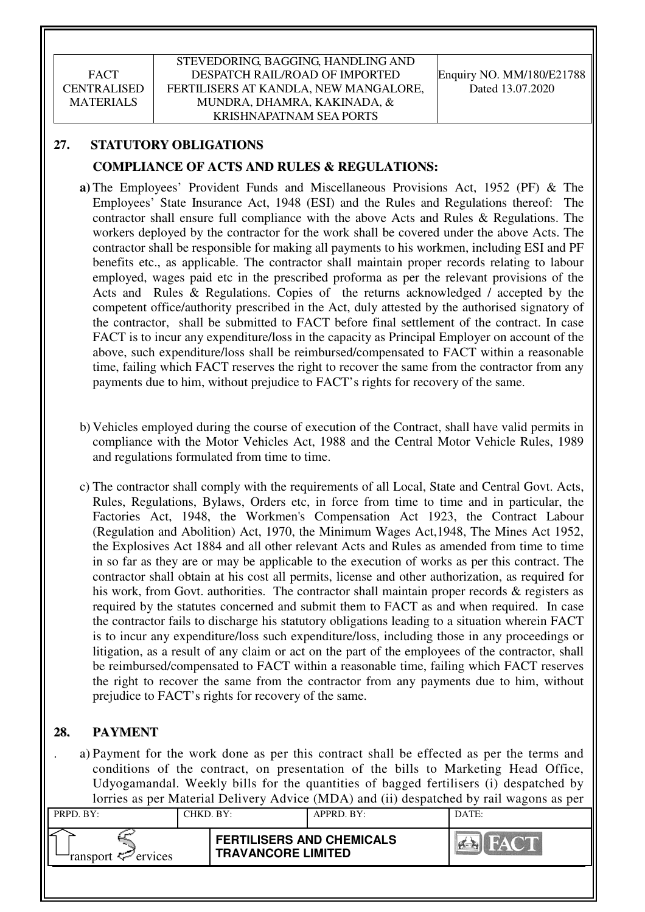## 27. STATUTORY OBLIGATIONS

### COMPLIANCE OF ACTS AND RULES & REGULATIONS:

**a)** The Employees' Provident Funds and Miscellaneous Provisions Act, 1952 (PF) & The Employees' State Insurance Act, 1948 (ESI) and the Rules and Regulations thereof: The contractor shall ensure full compliance with the above Acts and Rules & Regulations. The workers deployed by the contractor for the work shall be covered under the above Acts. The contractor shall be responsible for making all payments to his workmen, including ESI and PF benefits etc., as applicable. The contractor shall maintain proper records relating to labour employed, wages paid etc in the prescribed proforma as per the relevant provisions of the Acts and Rules & Regulations. Copies of the returns acknowledged / accepted by the competent office/authority prescribed in the Act, duly attested by the authorised signatory of the contractor, shall be submitted to FACT before final settlement of the contract. In case FACT is to incur any expenditure/loss in the capacity as Principal Employer on account of the above, such expenditure/loss shall be reimbursed/compensated to FACT within a reasonable time, failing which FACT reserves the right to recover the same from the contractor from any payments due to him, without prejudice to FACT's rights for recovery of the same.

b) Vehicles employed during the course of execution of the Contract, shall have valid permits in compliance with the Motor Vehicles Act, 1988 and the Central Motor Vehicle Rules, 1989 and regulations formulated from time to time.

c) The contractor shall comply with the requirements of all Local, State and Central Govt. Acts, Rules, Regulations, Bylaws, Orders etc, in force from time to time and in particular, the Factories Act, 1948, the Workmen's Compensation Act 1923, the Contract Labour (Regulation and Abolition) Act, 1970, the Minimum Wages Act,1948, The Mines Act 1952, the Explosives Act 1884 and all other relevant Acts and Rules as amended from time to time in so far as they are or may be applicable to the execution of works as per this contract. The contractor shall obtain at his cost all permits, license and other authorization, as required for his work, from Govt. authorities. The contractor shall maintain proper records & registers as required by the statutes concerned and submit them to FACT as and when required. In case the contractor fails to discharge his statutory obligations leading to a situation wherein FACT is to incur any expenditure/loss such expenditure/loss, including those in any proceedings or litigation, as a result of any claim or act on the part of the employees of the contractor, shall be reimbursed/compensated to FACT within a reasonable time, failing which FACT reserves the right to recover the same from the contractor from any payments due to him, without prejudice to FACT's rights for recovery of the same.

## 28. PAYMENT

a) Payment for the work done as per this contract shall be effected as per the terms and conditions of the contract, on presentation of the bills to Marketing Head Office, Udyogamandal. Weekly bills for the quantities of bagged fertilisers (i) despatched by lorries as per Material Delivery Advice (MDA) and (ii) despatched by rail wagons as per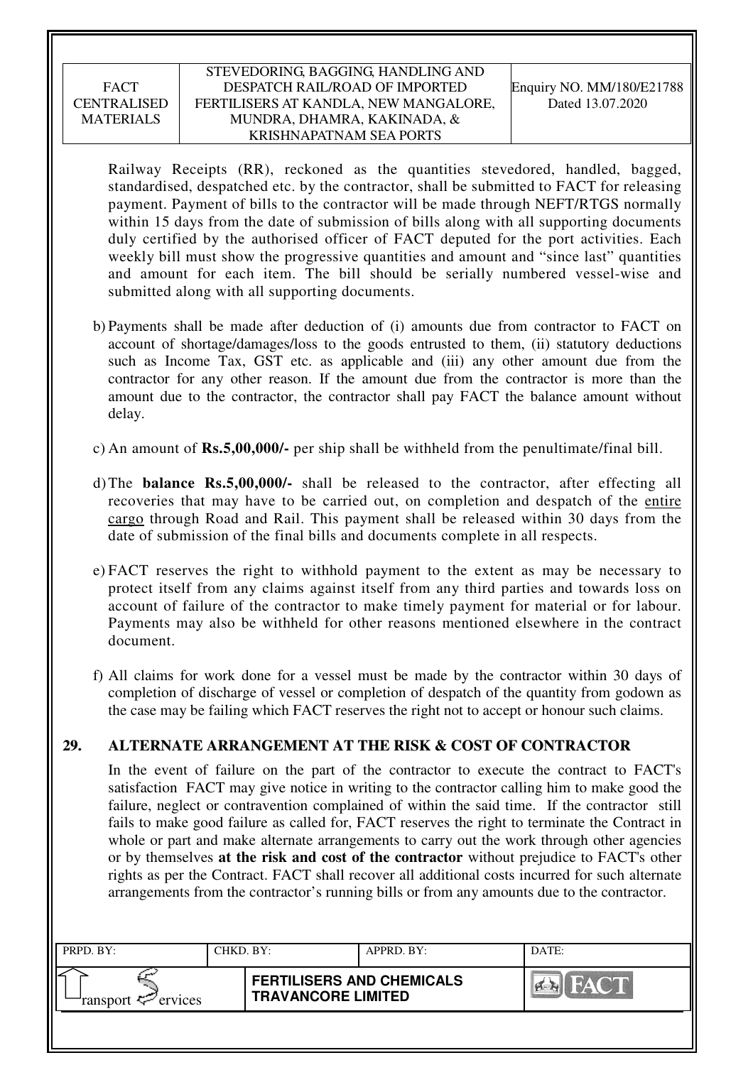Railway Receipts (RR), reckoned as the quantities stevedored, handled, bagged, standardised, despatched etc. by the contractor, shall be submitted to FACT for releasing payment. Payment of bills to the contractor will be made through NEFT/RTGS normally within 15 days from the date of submission of bills along with all supporting documents duly certified by the authorised officer of FACT deputed for the port activities. Each weekly bill must show the progressive quantities and amount and "since last" quantities and amount for each item. The bill should be serially numbered vessel-wise and submitted along with all supporting documents.

b) Payments shall be made after deduction of (i) amounts due from contractor to FACT on account of shortage/damages/loss to the goods entrusted to them, (ii) statutory deductions such as Income Tax, GST etc. as applicable and (iii) any other amount due from the contractor for any other reason. If the amount due from the contractor is more than the amount due to the contractor, the contractor shall pay FACT the balance amount without delay.

c) An amount of **Rs.5,00,000/-** per ship shall be withheld from the penultimate/final bill.

d) The **balance Rs.5,00,000/-** shall be released to the contractor, after effecting all recoveries that may have to be carried out, on completion and despatch of the entire cargo through Road and Rail. This payment shall be released within 30 days from the date of submission of the final bills and documents complete in all respects.

e) FACT reserves the right to withhold payment to the extent as may be necessary to protect itself from any claims against itself from any third parties and towards loss on account of failure of the contractor to make timely payment for material or for labour. Payments may also be withheld for other reasons mentioned elsewhere in the contract document.

f) All claims for work done for a vessel must be made by the contractor within 30 days of completion of discharge of vessel or completion of despatch of the quantity from godown as the case may be failing which FACT reserves the right not to accept or honour such claims.

## 29. ALTERNATE ARRANGEMENT AT THE RISK & COST OF CONTRACTOR

In the event of failure on the part of the contractor to execute the contract to FACT's satisfaction FACT may give notice in writing to the contractor calling him to make good the failure, neglect or contravention complained of within the said time. If the contractor still fails to make good failure as called for, FACT reserves the right to terminate the Contract in whole or part and make alternate arrangements to carry out the work through other agencies or by themselves **at the risk and cost of the contractor** without prejudice to FACT's other rights as per the Contract. FACT shall recover all additional costs incurred for such alternate arrangements from the contractor's running bills or from any amounts due to the contractor.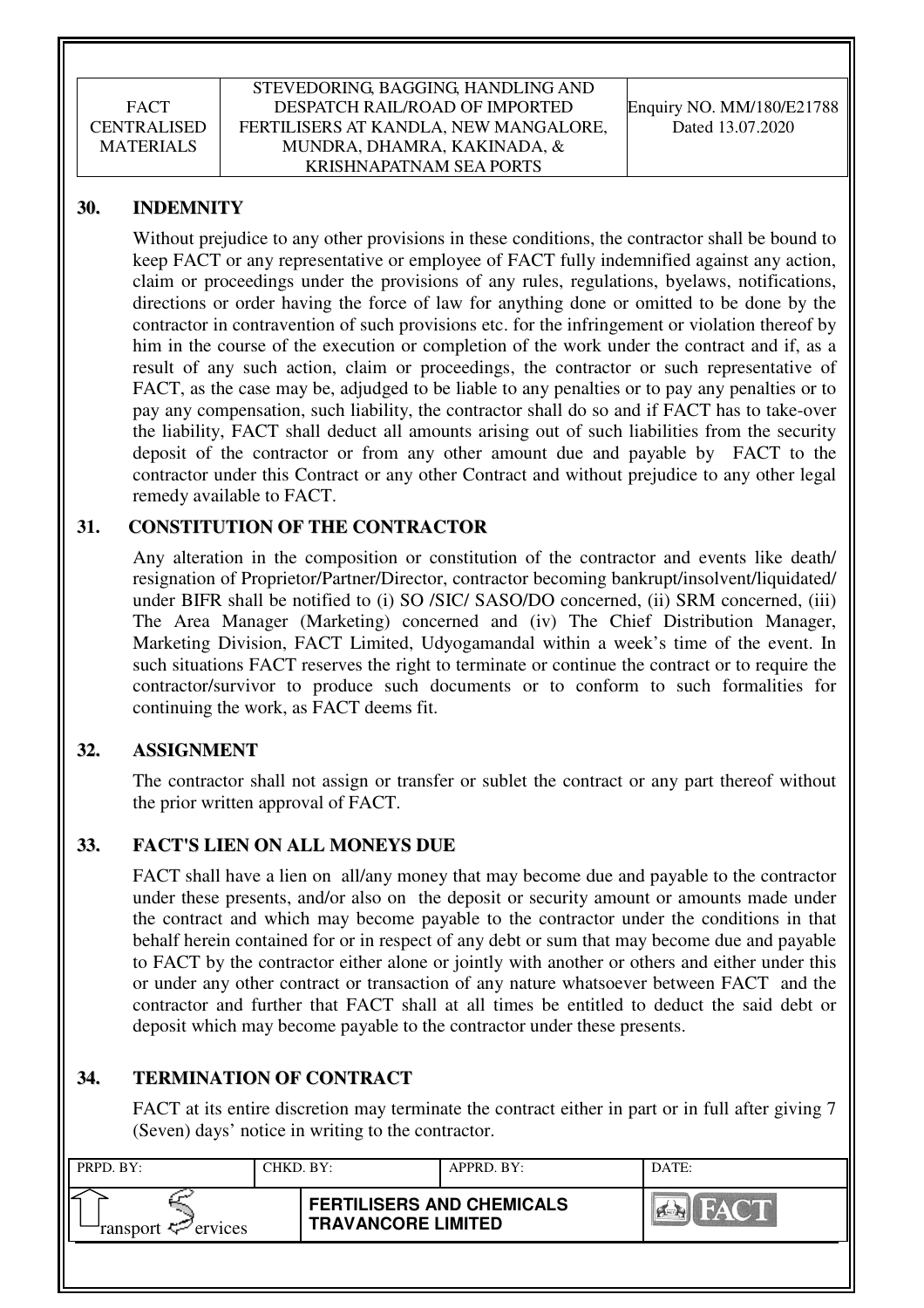## 30. INDEMNITY

Without prejudice to any other provisions in these conditions, the contractor shall be bound to keep FACT or any representative or employee of FACT fully indemnified against any action, claim or proceedings under the provisions of any rules, regulations, byelaws, notifications, directions or order having the force of law for anything done or omitted to be done by the contractor in contravention of such provisions etc. for the infringement or violation thereof by him in the course of the execution or completion of the work under the contract and if, as a result of any such action, claim or proceedings, the contractor or such representative of FACT, as the case may be, adjudged to be liable to any penalties or to pay any penalties or to pay any compensation, such liability, the contractor shall do so and if FACT has to take-over the liability, FACT shall deduct all amounts arising out of such liabilities from the security deposit of the contractor or from any other amount due and payable by FACT to the contractor under this Contract or any other Contract and without prejudice to any other legal remedy available to FACT.

## 31. CONSTITUTION OF THE CONTRACTOR

Any alteration in the composition or constitution of the contractor and events like death/ resignation of Proprietor/Partner/Director, contractor becoming bankrupt/insolvent/liquidated/ under BIFR shall be notified to (i) SO /SIC/ SASO/DO concerned, (ii) SRM concerned, (iii) The Area Manager (Marketing) concerned and (iv) The Chief Distribution Manager, Marketing Division, FACT Limited, Udyogamandal within a week's time of the event. In such situations FACT reserves the right to terminate or continue the contract or to require the contractor/survivor to produce such documents or to conform to such formalities for continuing the work, as FACT deems fit.

## 32. ASSIGNMENT

The contractor shall not assign or transfer or sublet the contract or any part thereof without the prior written approval of FACT.

## 33. FACT'S LIEN ON ALL MONEYS DUE

FACT shall have a lien on all/any money that may become due and payable to the contractor under these presents, and/or also on the deposit or security amount or amounts made under the contract and which may become payable to the contractor under the conditions in that behalf herein contained for or in respect of any debt or sum that may become due and payable to FACT by the contractor either alone or jointly with another or others and either under this or under any other contract or transaction of any nature whatsoever between FACT and the contractor and further that FACT shall at all times be entitled to deduct the said debt or deposit which may become payable to the contractor under these presents.

## 34. TERMINATION OF CONTRACT

FACT at its entire discretion may terminate the contract either in part or in full after giving 7 (Seven) days' notice in writing to the contractor.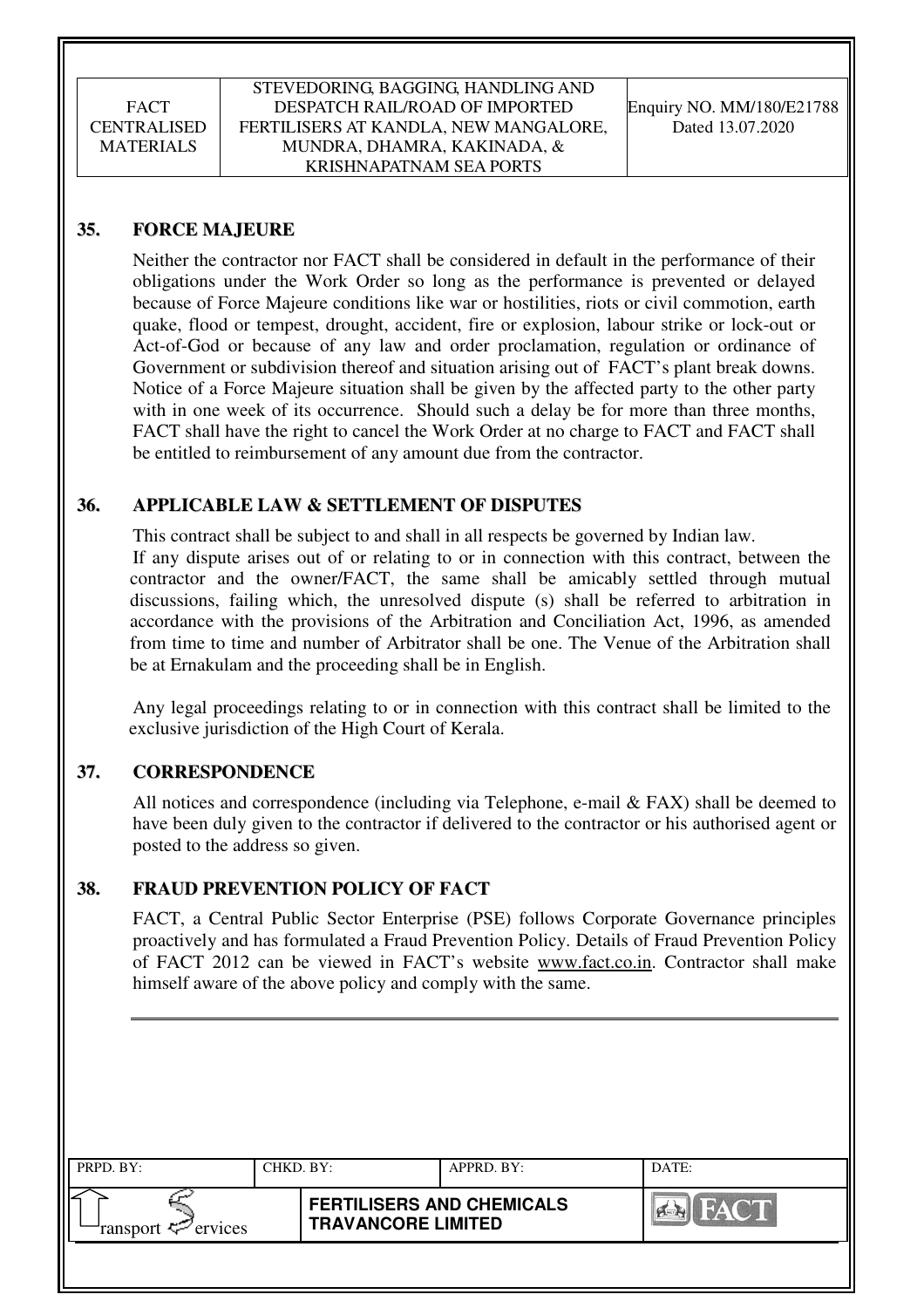## 35. FORCE MAJEURE

Neither the contractor nor FACT shall be considered in default in the performance of their obligations under the Work Order so long as the performance is prevented or delayed because of Force Majeure conditions like war or hostilities, riots or civil commotion, earth quake, flood or tempest, drought, accident, fire or explosion, labour strike or lock-out or Act-of-God or because of any law and order proclamation, regulation or ordinance of Government or subdivision thereof and situation arising out of FACT's plant break downs. Notice of a Force Majeure situation shall be given by the affected party to the other party with in one week of its occurrence. Should such a delay be for more than three months, FACT shall have the right to cancel the Work Order at no charge to FACT and FACT shall be entitled to reimbursement of any amount due from the contractor.

## 36. APPLICABLE LAW & SETTLEMENT OF DISPUTES

This contract shall be subject to and shall in all respects be governed by Indian law.

If any dispute arises out of or relating to or in connection with this contract, between the contractor and the owner/FACT, the same shall be amicably settled through mutual discussions, failing which, the unresolved dispute (s) shall be referred to arbitration in accordance with the provisions of the Arbitration and Conciliation Act, 1996, as amended from time to time and number of Arbitrator shall be one. The Venue of the Arbitration shall be at Ernakulam and the proceeding shall be in English.

Any legal proceedings relating to or in connection with this contract shall be limited to the exclusive jurisdiction of the High Court of Kerala.

## 37. CORRESPONDENCE

All notices and correspondence (including via Telephone, e-mail & FAX) shall be deemed to have been duly given to the contractor if delivered to the contractor or his authorised agent or posted to the address so given.

## 38. FRAUD PREVENTION POLICY OF FACT

FACT, a Central Public Sector Enterprise (PSE) follows Corporate Governance principles proactively and has formulated a Fraud Prevention Policy. Details of Fraud Prevention Policy of FACT 2012 can be viewed in FACT's website www.fact.co.in. Contractor shall make himself aware of the above policy and comply with the same.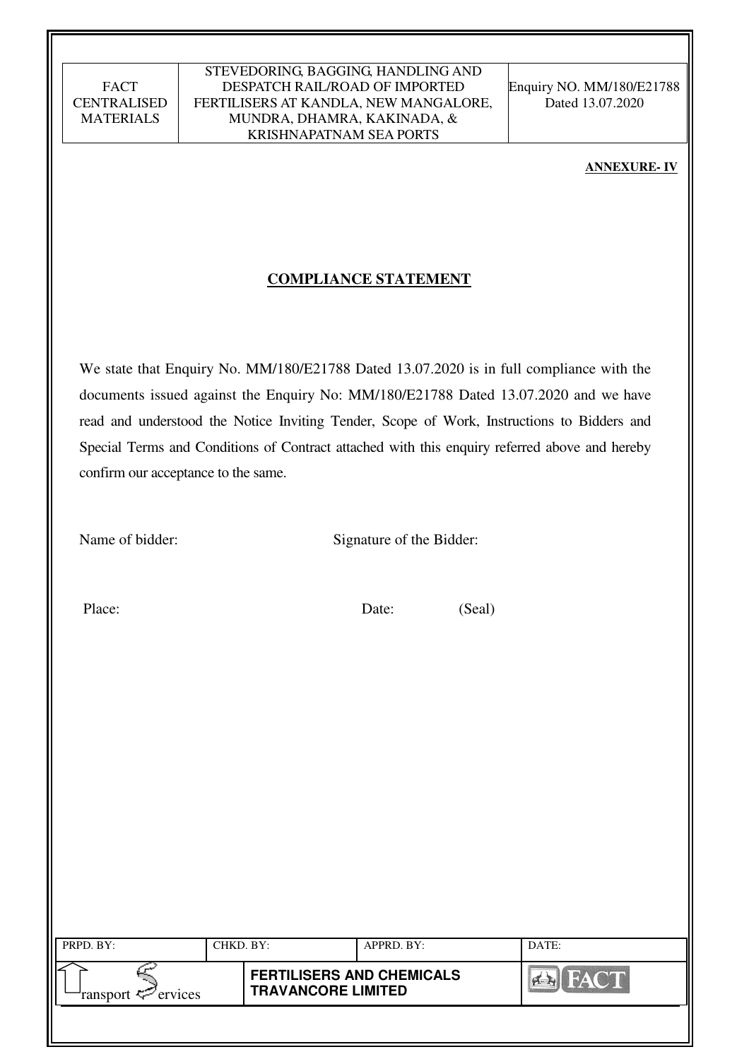**ANNEXURE- IV**

## COMPLIANCE STATEMENT

We state that Enquiry No. MM/180/E21788 Dated 13.07.2020 is in full compliance with the documents issued against the Enquiry No: MM/180/E21788 Dated 13.07.2020 and we have read and understood the Notice Inviting Tender, Scope of Work, Instructions to Bidders and Special Terms and Conditions of Contract attached with this enquiry referred above and hereby confirm our acceptance to the same.

Name of bidder: Signature of the Bidder:

Place: Date: (Seal)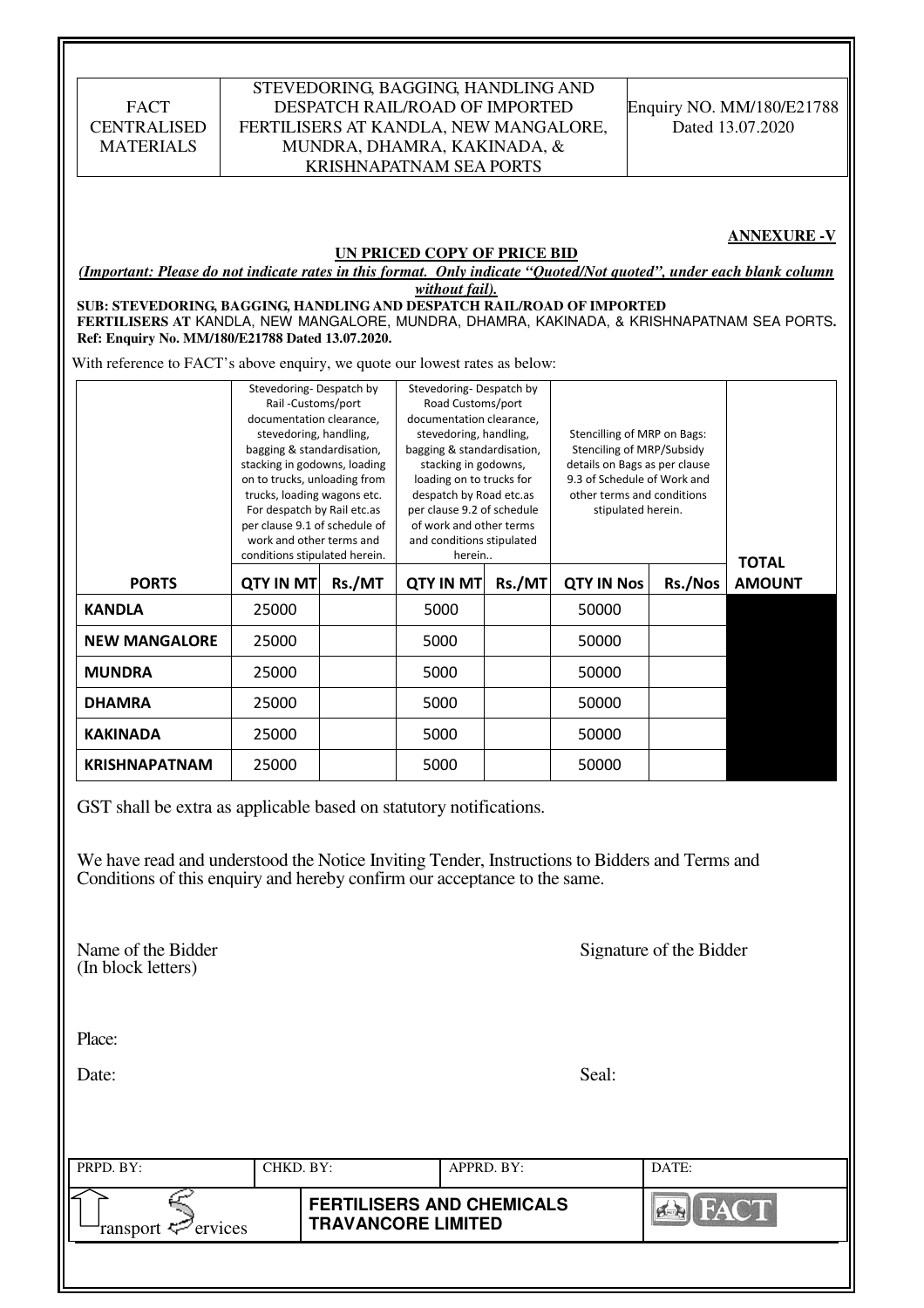| FACT CENTRALISED MATERIALS | STEVEDORING, BAGGING, HANDLING AND DESPATCH RAIL/ROAD OF IMPORTED FERTILISERS AT KANDLA, NEW MANGALORE, MUNDRA, DHAMRA, KAKINADA, & KRISHNAPATNAM SEA PORTS | Enquiry NO. MM/180/E21788 Dated 13.07.2020 |
|---|---|---|

**ANNEXURE -V**

**UN PRICED COPY OF PRICE BID**

***(Important: Please do not indicate rates in this format. Only indicate "Quoted/Not quoted", under each blank column without fail).***

**SUB: STEVEDORING, BAGGING, HANDLING AND DESPATCH RAIL/ROAD OF IMPORTED FERTILISERS AT** KANDLA, NEW MANGALORE, MUNDRA, DHAMRA, KAKINADA, & KRISHNAPATNAM SEA PORTS**.**
**Ref: Enquiry No. MM/180/E21788 Dated 13.07.2020.**

With reference to FACT's above enquiry, we quote our lowest rates as below:

| | Stevedoring- Despatch by Rail -Customs/port documentation clearance, stevedoring, handling, bagging & standardisation, stacking in godowns, loading on to trucks, unloading from trucks, loading wagons etc. For despatch by Rail etc.as per clause 9.1 of schedule of work and other terms and conditions stipulated herein. | | Stevedoring- Despatch by Road Customs/port documentation clearance, stevedoring, handling, bagging & standardisation, stacking in godowns, loading on to trucks for despatch by Road etc.as per clause 9.2 of schedule of work and other terms and conditions stipulated herein.. | | Stencilling of MRP on Bags: Stenciling of MRP/Subsidy details on Bags as per clause 9.3 of Schedule of Work and other terms and conditions stipulated herein. | | |
|---|---|---|---|---|---|---|---|
| **PORTS** | **QTY IN MT** | **Rs./MT** | **QTY IN MT** | **Rs./MT** | **QTY IN Nos** | **Rs./Nos** | **TOTAL AMOUNT** |
| **KANDLA** | 25000 | | 5000 | | 50000 | | |
| **NEW MANGALORE** | 25000 | | 5000 | | 50000 | | |
| **MUNDRA** | 25000 | | 5000 | | 50000 | | |
| **DHAMRA** | 25000 | | 5000 | | 50000 | | |
| **KAKINADA** | 25000 | | 5000 | | 50000 | | |
| **KRISHNAPATNAM** | 25000 | | 5000 | | 50000 | | |

GST shall be extra as applicable based on statutory notifications.

We have read and understood the Notice Inviting Tender, Instructions to Bidders and Terms and Conditions of this enquiry and hereby confirm our acceptance to the same.

Name of the Bidder
(In block letters)

Signature of the Bidder

Place:

Date:

Seal:

| PRPD. BY: | CHKD. BY: | APPRD. BY: | DATE: |
|---|---|---|---|
| Transport Services | **FERTILISERS AND CHEMICALS TRAVANCORE LIMITED** | | FACT |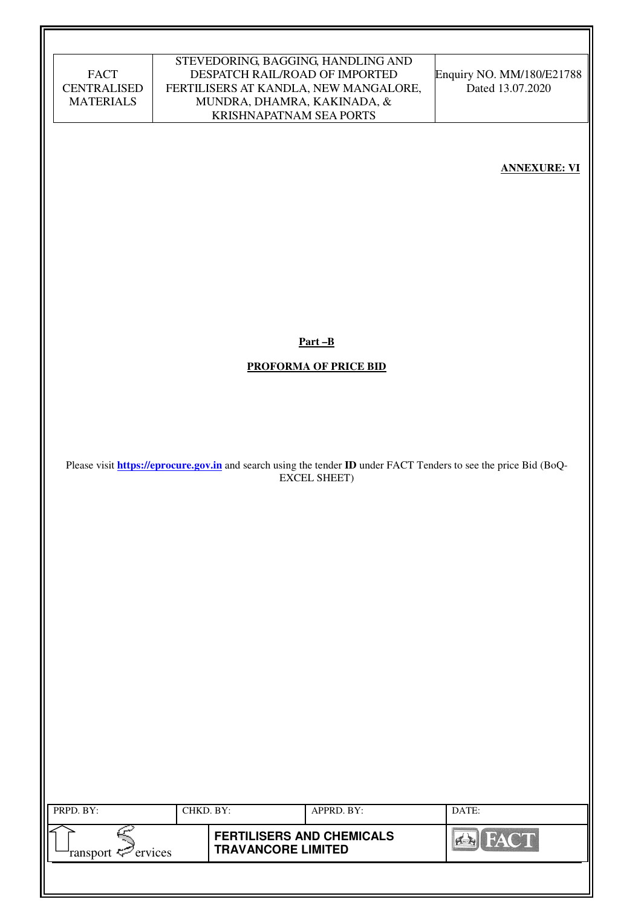**ANNEXURE: VI**

**Part –B**

**PROFORMA OF PRICE BID**

Please visit **https://eprocure.gov.in** and search using the tender **ID** under FACT Tenders to see the price Bid (BoQ-EXCEL SHEET)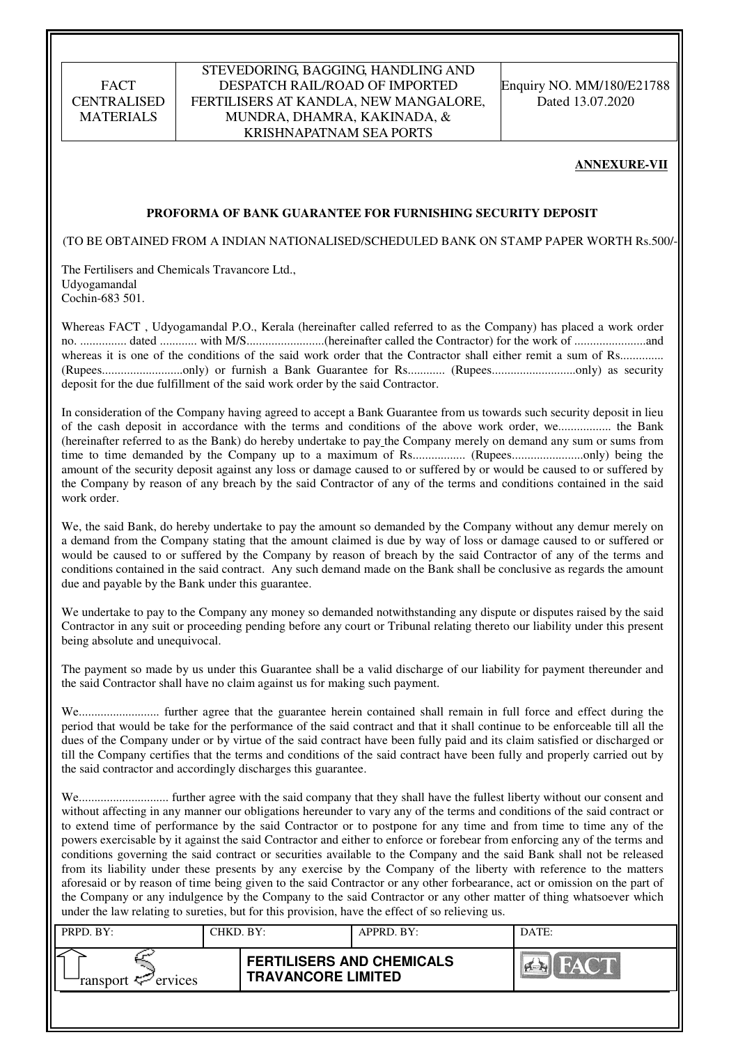**ANNEXURE-VII**

**PROFORMA OF BANK GUARANTEE FOR FURNISHING SECURITY DEPOSIT**

(TO BE OBTAINED FROM A INDIAN NATIONALISED/SCHEDULED BANK ON STAMP PAPER WORTH Rs.500/-

The Fertilisers and Chemicals Travancore Ltd.,
Udyogamandal
Cochin-683 501.

Whereas FACT , Udyogamandal P.O., Kerala (hereinafter called referred to as the Company) has placed a work order no. ............... dated ............ with M/S.........................(hereinafter called the Contractor) for the work of .......................and whereas it is one of the conditions of the said work order that the Contractor shall either remit a sum of Rs............. (Rupees..........................only) or furnish a Bank Guarantee for Rs............ (Rupees...........................only) as security deposit for the due fulfillment of the said work order by the said Contractor.

In consideration of the Company having agreed to accept a Bank Guarantee from us towards such security deposit in lieu of the cash deposit in accordance with the terms and conditions of the above work order, we................. the Bank (hereinafter referred to as the Bank) do hereby undertake to pay the Company merely on demand any sum or sums from time to time demanded by the Company up to a maximum of Rs................. (Rupees.......................only) being the amount of the security deposit against any loss or damage caused to or suffered by or would be caused to or suffered by the Company by reason of any breach by the said Contractor of any of the terms and conditions contained in the said work order.

We, the said Bank, do hereby undertake to pay the amount so demanded by the Company without any demur merely on a demand from the Company stating that the amount claimed is due by way of loss or damage caused to or suffered or would be caused to or suffered by the Company by reason of breach by the said Contractor of any of the terms and conditions contained in the said contract. Any such demand made on the Bank shall be conclusive as regards the amount due and payable by the Bank under this guarantee.

We undertake to pay to the Company any money so demanded notwithstanding any dispute or disputes raised by the said Contractor in any suit or proceeding pending before any court or Tribunal relating thereto our liability under this present being absolute and unequivocal.

The payment so made by us under this Guarantee shall be a valid discharge of our liability for payment thereunder and the said Contractor shall have no claim against us for making such payment.

We.......................... further agree that the guarantee herein contained shall remain in full force and effect during the period that would be take for the performance of the said contract and that it shall continue to be enforceable till all the dues of the Company under or by virtue of the said contract have been fully paid and its claim satisfied or discharged or till the Company certifies that the terms and conditions of the said contract have been fully and properly carried out by the said contractor and accordingly discharges this guarantee.

We............................ further agree with the said company that they shall have the fullest liberty without our consent and without affecting in any manner our obligations hereunder to vary any of the terms and conditions of the said contract or to extend time of performance by the said Contractor or to postpone for any time and from time to time any of the powers exercisable by it against the said Contractor and either to enforce or forebear from enforcing any of the terms and conditions governing the said contract or securities available to the Company and the said Bank shall not be released from its liability under these presents by any exercise by the Company of the liberty with reference to the matters aforesaid or by reason of time being given to the said Contractor or any other forbearance, act or omission on the part of the Company or any indulgence by the Company to the said Contractor or any other matter of thing whatsoever which under the law relating to sureties, but for this provision, have the effect of so relieving us.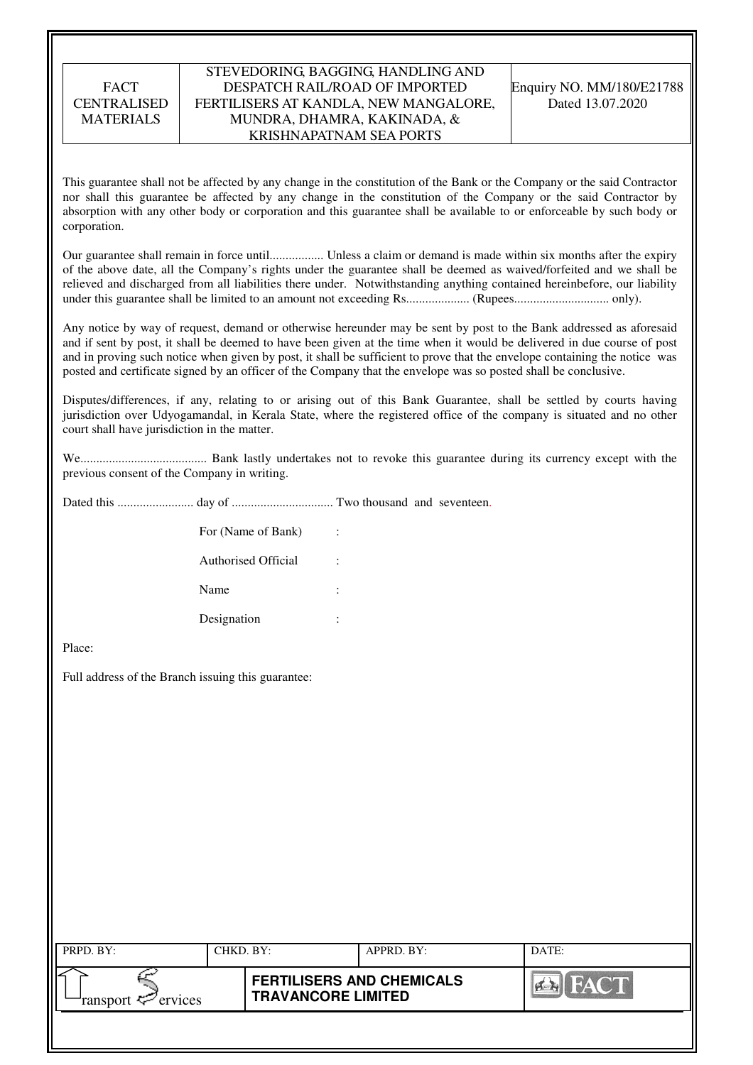This guarantee shall not be affected by any change in the constitution of the Bank or the Company or the said Contractor nor shall this guarantee be affected by any change in the constitution of the Company or the said Contractor by absorption with any other body or corporation and this guarantee shall be available to or enforceable by such body or corporation.

Our guarantee shall remain in force until................. Unless a claim or demand is made within six months after the expiry of the above date, all the Company's rights under the guarantee shall be deemed as waived/forfeited and we shall be relieved and discharged from all liabilities there under. Notwithstanding anything contained hereinbefore, our liability under this guarantee shall be limited to an amount not exceeding Rs.................... (Rupees.............................. only).

Any notice by way of request, demand or otherwise hereunder may be sent by post to the Bank addressed as aforesaid and if sent by post, it shall be deemed to have been given at the time when it would be delivered in due course of post and in proving such notice when given by post, it shall be sufficient to prove that the envelope containing the notice was posted and certificate signed by an officer of the Company that the envelope was so posted shall be conclusive.

Disputes/differences, if any, relating to or arising out of this Bank Guarantee, shall be settled by courts having jurisdiction over Udyogamandal, in Kerala State, where the registered office of the company is situated and no other court shall have jurisdiction in the matter.

We........................................ Bank lastly undertakes not to revoke this guarantee during its currency except with the previous consent of the Company in writing.

Dated this ........................ day of ................................ Two thousand and seventeen.

For (Name of Bank) :

Authorised Official :

Name :

Designation :

Place:

Full address of the Branch issuing this guarantee: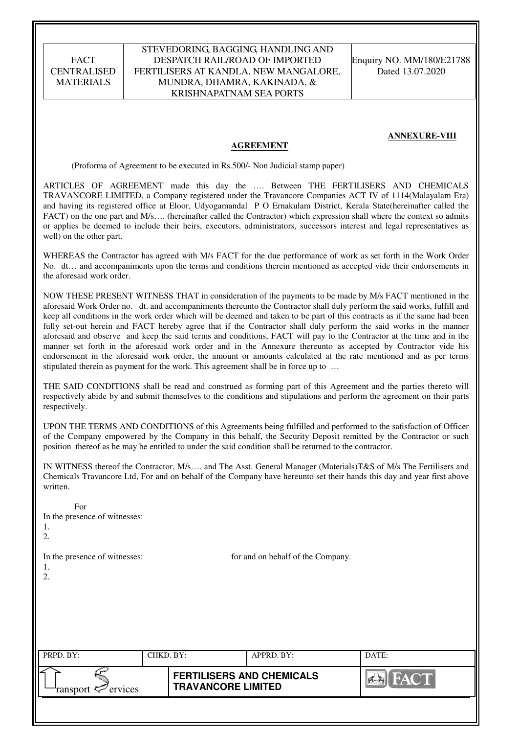**ANNEXURE-VIII**

## AGREEMENT

(Proforma of Agreement to be executed in Rs.500/- Non Judicial stamp paper)

ARTICLES OF AGREEMENT made this day the …. Between THE FERTILISERS AND CHEMICALS TRAVANCORE LIMITED, a Company registered under the Travancore Companies ACT IV of 1114(Malayalam Era) and having its registered office at Eloor, Udyogamandal P O Ernakulam District, Kerala State(hereinafter called the FACT) on the one part and M/s…. (hereinafter called the Contractor) which expression shall where the context so admits or applies be deemed to include their heirs, executors, administrators, successors interest and legal representatives as well) on the other part.

WHEREAS the Contractor has agreed with M/s FACT for the due performance of work as set forth in the Work Order No. dt… and accompaniments upon the terms and conditions therein mentioned as accepted vide their endorsements in the aforesaid work order.

NOW THESE PRESENT WITNESS THAT in consideration of the payments to be made by M/s FACT mentioned in the aforesaid Work Order no. dt. and accompaniments thereunto the Contractor shall duly perform the said works, fulfill and keep all conditions in the work order which will be deemed and taken to be part of this contracts as if the same had been fully set-out herein and FACT hereby agree that if the Contractor shall duly perform the said works in the manner aforesaid and observe and keep the said terms and conditions, FACT will pay to the Contractor at the time and in the manner set forth in the aforesaid work order and in the Annexure thereunto as accepted by Contractor vide his endorsement in the aforesaid work order, the amount or amounts calculated at the rate mentioned and as per terms stipulated therein as payment for the work. This agreement shall be in force up to …

THE SAID CONDITIONS shall be read and construed as forming part of this Agreement and the parties thereto will respectively abide by and submit themselves to the conditions and stipulations and perform the agreement on their parts respectively.

UPON THE TERMS AND CONDITIONS of this Agreements being fulfilled and performed to the satisfaction of Officer of the Company empowered by the Company in this behalf, the Security Deposit remitted by the Contractor or such position thereof as he may be entitled to under the said condition shall be returned to the contractor.

IN WITNESS thereof the Contractor, M/s…. and The Asst. General Manager (Materials)T&S of M/s The Fertilisers and Chemicals Travancore Ltd, For and on behalf of the Company have hereunto set their hands this day and year first above written.

For

In the presence of witnesses:

1.

2.

In the presence of witnesses: for and on behalf of the Company.

1.

2.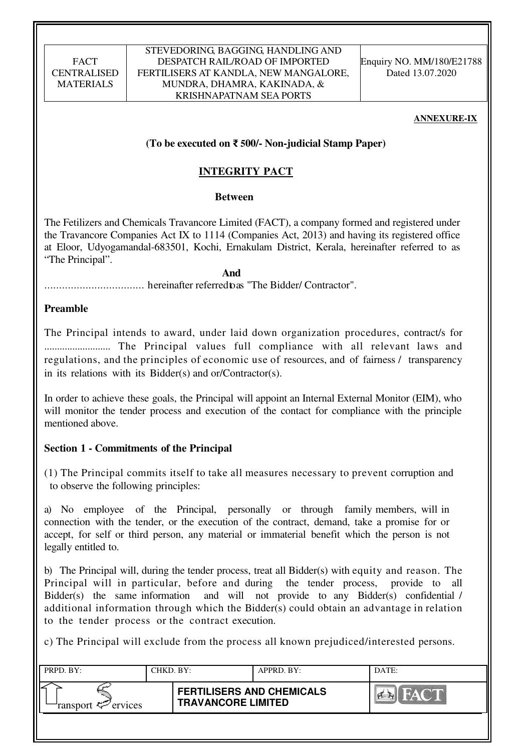**ANNEXURE-IX**

**(To be executed on ₹ 500/- Non-judicial Stamp Paper)**

## INTEGRITY PACT

**Between**

The Fetilizers and Chemicals Travancore Limited (FACT), a company formed and registered under the Travancore Companies Act IX to 1114 (Companies Act, 2013) and having its registered office at Eloor, Udyogamandal-683501, Kochi, Ernakulam District, Kerala, hereinafter referred to as "The Principal".

**And**

.................................. hereinafter referred to as "The Bidder/ Contractor".

**Preamble**

The Principal intends to award, under laid down organization procedures, contract/s for .......................... The Principal values full compliance with all relevant laws and regulations, and the principles of economic use of resources, and of fairness / transparency in its relations with its Bidder(s) and or/Contractor(s).

In order to achieve these goals, the Principal will appoint an Internal External Monitor (EIM), who will monitor the tender process and execution of the contact for compliance with the principle mentioned above.

**Section 1 - Commitments of the Principal**

(1) The Principal commits itself to take all measures necessary to prevent corruption and to observe the following principles:

a) No employee of the Principal, personally or through family members, will in connection with the tender, or the execution of the contract, demand, take a promise for or accept, for self or third person, any material or immaterial benefit which the person is not legally entitled to.

b) The Principal will, during the tender process, treat all Bidder(s) with equity and reason. The Principal will in particular, before and during the tender process, provide to all Bidder(s) the same information and will not provide to any Bidder(s) confidential / additional information through which the Bidder(s) could obtain an advantage in relation to the tender process or the contract execution.

c) The Principal will exclude from the process all known prejudiced/interested persons.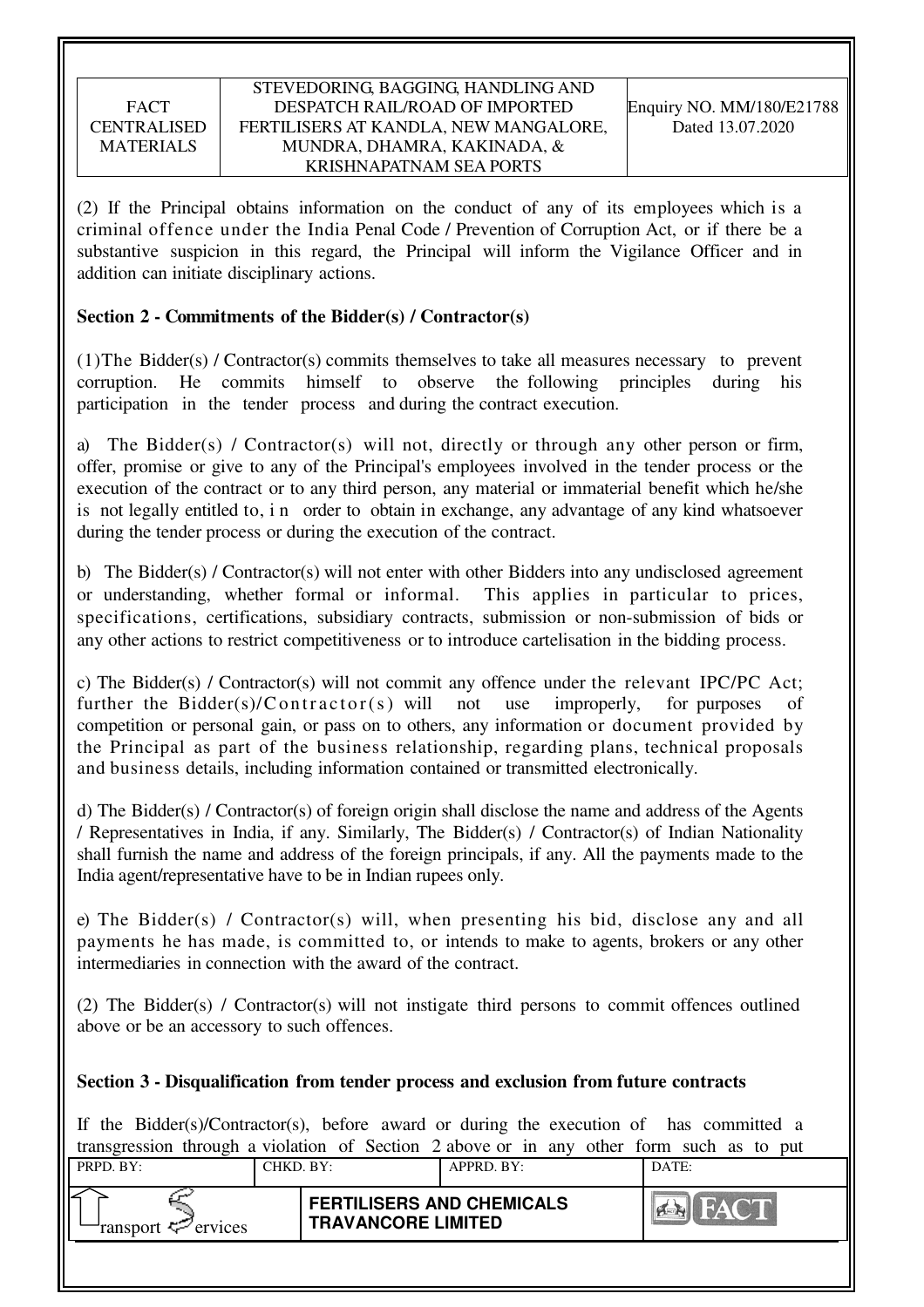(2) If the Principal obtains information on the conduct of any of its employees which is a criminal offence under the India Penal Code / Prevention of Corruption Act, or if there be a substantive suspicion in this regard, the Principal will inform the Vigilance Officer and in addition can initiate disciplinary actions.

**Section 2 - Commitments of the Bidder(s) / Contractor(s)**

(1)The Bidder(s) / Contractor(s) commits themselves to take all measures necessary to prevent corruption. He commits himself to observe the following principles during his participation in the tender process and during the contract execution.

a) The Bidder(s) / Contractor(s) will not, directly or through any other person or firm, offer, promise or give to any of the Principal's employees involved in the tender process or the execution of the contract or to any third person, any material or immaterial benefit which he/she is not legally entitled to, i n order to obtain in exchange, any advantage of any kind whatsoever during the tender process or during the execution of the contract.

b) The Bidder(s) / Contractor(s) will not enter with other Bidders into any undisclosed agreement or understanding, whether formal or informal. This applies in particular to prices, specifications, certifications, subsidiary contracts, submission or non-submission of bids or any other actions to restrict competitiveness or to introduce cartelisation in the bidding process.

c) The Bidder(s) / Contractor(s) will not commit any offence under the relevant IPC/PC Act; further the Bidder(s)/Contractor(s) will not use improperly, for purposes of competition or personal gain, or pass on to others, any information or document provided by the Principal as part of the business relationship, regarding plans, technical proposals and business details, including information contained or transmitted electronically.

d) The Bidder(s) / Contractor(s) of foreign origin shall disclose the name and address of the Agents / Representatives in India, if any. Similarly, The Bidder(s) / Contractor(s) of Indian Nationality shall furnish the name and address of the foreign principals, if any. All the payments made to the India agent/representative have to be in Indian rupees only.

e) The Bidder(s) / Contractor(s) will, when presenting his bid, disclose any and all payments he has made, is committed to, or intends to make to agents, brokers or any other intermediaries in connection with the award of the contract.

(2) The Bidder(s) / Contractor(s) will not instigate third persons to commit offences outlined above or be an accessory to such offences.

**Section 3 - Disqualification from tender process and exclusion from future contracts**

If the Bidder(s)/Contractor(s), before award or during the execution of has committed a transgression through a violation of Section 2 above or in any other form such as to put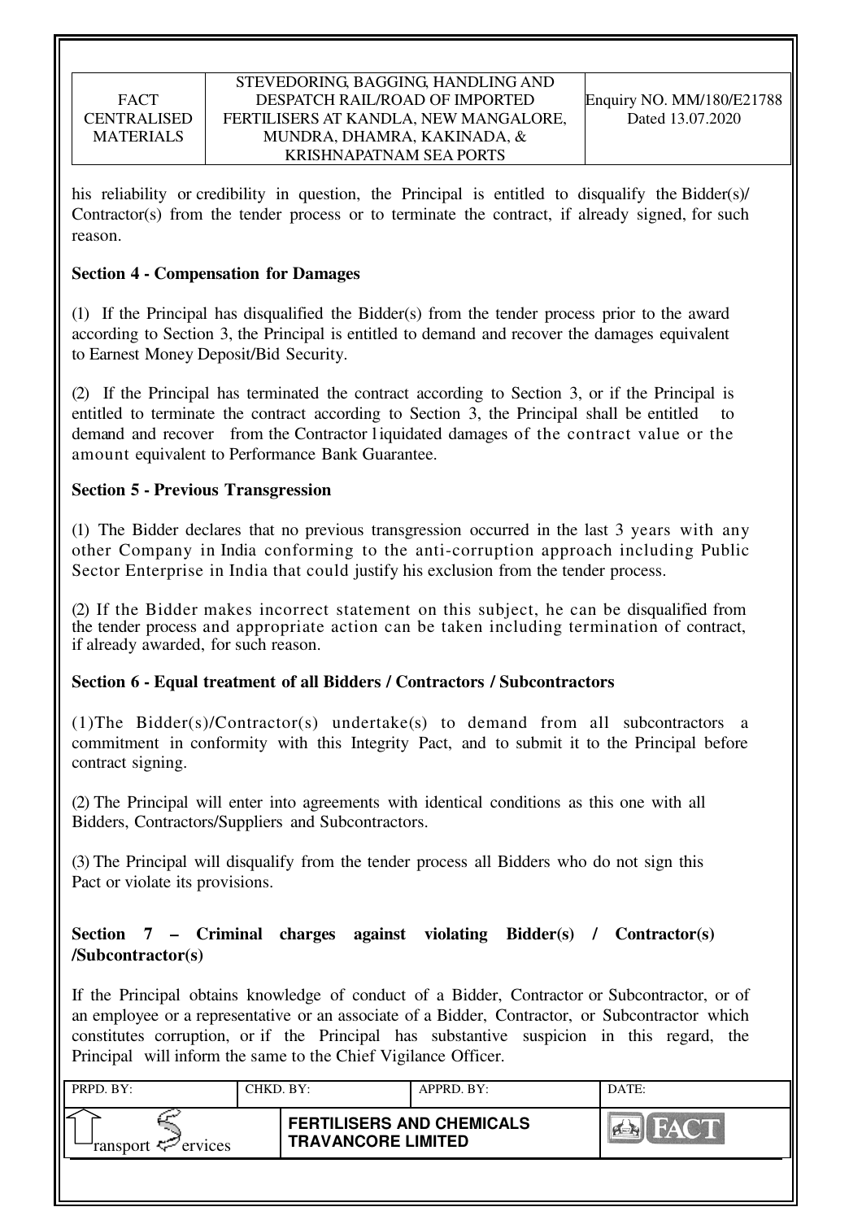his reliability or credibility in question, the Principal is entitled to disqualify the Bidder(s)/ Contractor(s) from the tender process or to terminate the contract, if already signed, for such reason.

**Section 4 - Compensation for Damages**

(1) If the Principal has disqualified the Bidder(s) from the tender process prior to the award according to Section 3, the Principal is entitled to demand and recover the damages equivalent to Earnest Money Deposit/Bid Security.

(2) If the Principal has terminated the contract according to Section 3, or if the Principal is entitled to terminate the contract according to Section 3, the Principal shall be entitled to demand and recover from the Contractor liquidated damages of the contract value or the amount equivalent to Performance Bank Guarantee.

**Section 5 - Previous Transgression**

(1) The Bidder declares that no previous transgression occurred in the last 3 years with any other Company in India conforming to the anti-corruption approach including Public Sector Enterprise in India that could justify his exclusion from the tender process.

(2) If the Bidder makes incorrect statement on this subject, he can be disqualified from the tender process and appropriate action can be taken including termination of contract, if already awarded, for such reason.

**Section 6 - Equal treatment of all Bidders / Contractors / Subcontractors**

(1)The Bidder(s)/Contractor(s) undertake(s) to demand from all subcontractors a commitment in conformity with this Integrity Pact, and to submit it to the Principal before contract signing.

(2) The Principal will enter into agreements with identical conditions as this one with all Bidders, Contractors/Suppliers and Subcontractors.

(3) The Principal will disqualify from the tender process all Bidders who do not sign this Pact or violate its provisions.

**Section 7 – Criminal charges against violating Bidder(s) / Contractor(s) /Subcontractor(s)**

If the Principal obtains knowledge of conduct of a Bidder, Contractor or Subcontractor, or of an employee or a representative or an associate of a Bidder, Contractor, or Subcontractor which constitutes corruption, or if the Principal has substantive suspicion in this regard, the Principal will inform the same to the Chief Vigilance Officer.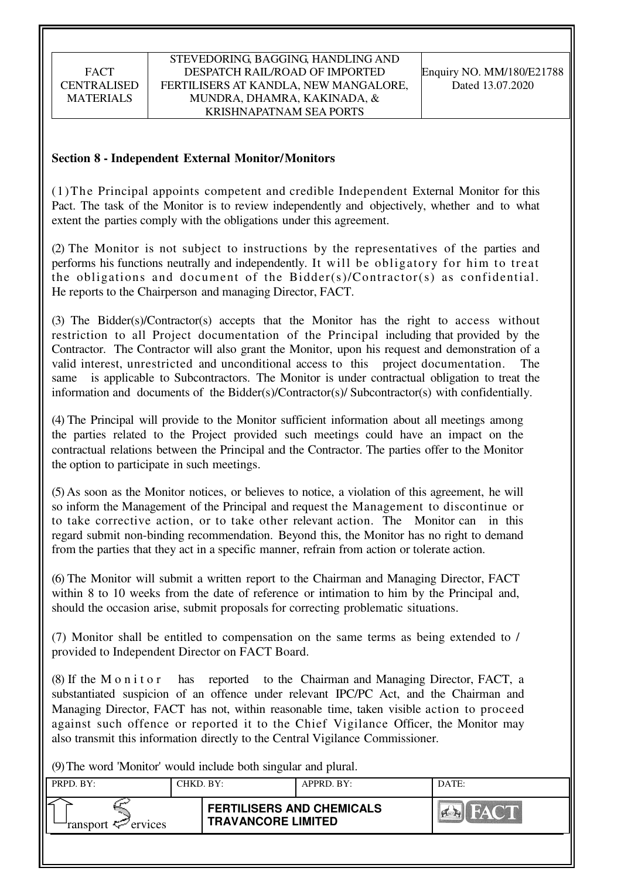## Section 8 - Independent External Monitor/Monitors

(1) The Principal appoints competent and credible Independent External Monitor for this Pact. The task of the Monitor is to review independently and objectively, whether and to what extent the parties comply with the obligations under this agreement.

(2) The Monitor is not subject to instructions by the representatives of the parties and performs his functions neutrally and independently. It will be obligatory for him to treat the obligations and document of the Bidder(s)/Contractor(s) as confidential. He reports to the Chairperson and managing Director, FACT.

(3) The Bidder(s)/Contractor(s) accepts that the Monitor has the right to access without restriction to all Project documentation of the Principal including that provided by the Contractor. The Contractor will also grant the Monitor, upon his request and demonstration of a valid interest, unrestricted and unconditional access to this project documentation. The same is applicable to Subcontractors. The Monitor is under contractual obligation to treat the information and documents of the Bidder(s)/Contractor(s)/ Subcontractor(s) with confidentially.

(4) The Principal will provide to the Monitor sufficient information about all meetings among the parties related to the Project provided such meetings could have an impact on the contractual relations between the Principal and the Contractor. The parties offer to the Monitor the option to participate in such meetings.

(5) As soon as the Monitor notices, or believes to notice, a violation of this agreement, he will so inform the Management of the Principal and request the Management to discontinue or to take corrective action, or to take other relevant action. The Monitor can in this regard submit non-binding recommendation. Beyond this, the Monitor has no right to demand from the parties that they act in a specific manner, refrain from action or tolerate action.

(6) The Monitor will submit a written report to the Chairman and Managing Director, FACT within 8 to 10 weeks from the date of reference or intimation to him by the Principal and, should the occasion arise, submit proposals for correcting problematic situations.

(7) Monitor shall be entitled to compensation on the same terms as being extended to / provided to Independent Director on FACT Board.

(8) If the Monitor has reported to the Chairman and Managing Director, FACT, a substantiated suspicion of an offence under relevant IPC/PC Act, and the Chairman and Managing Director, FACT has not, within reasonable time, taken visible action to proceed against such offence or reported it to the Chief Vigilance Officer, the Monitor may also transmit this information directly to the Central Vigilance Commissioner.

(9) The word 'Monitor' would include both singular and plural.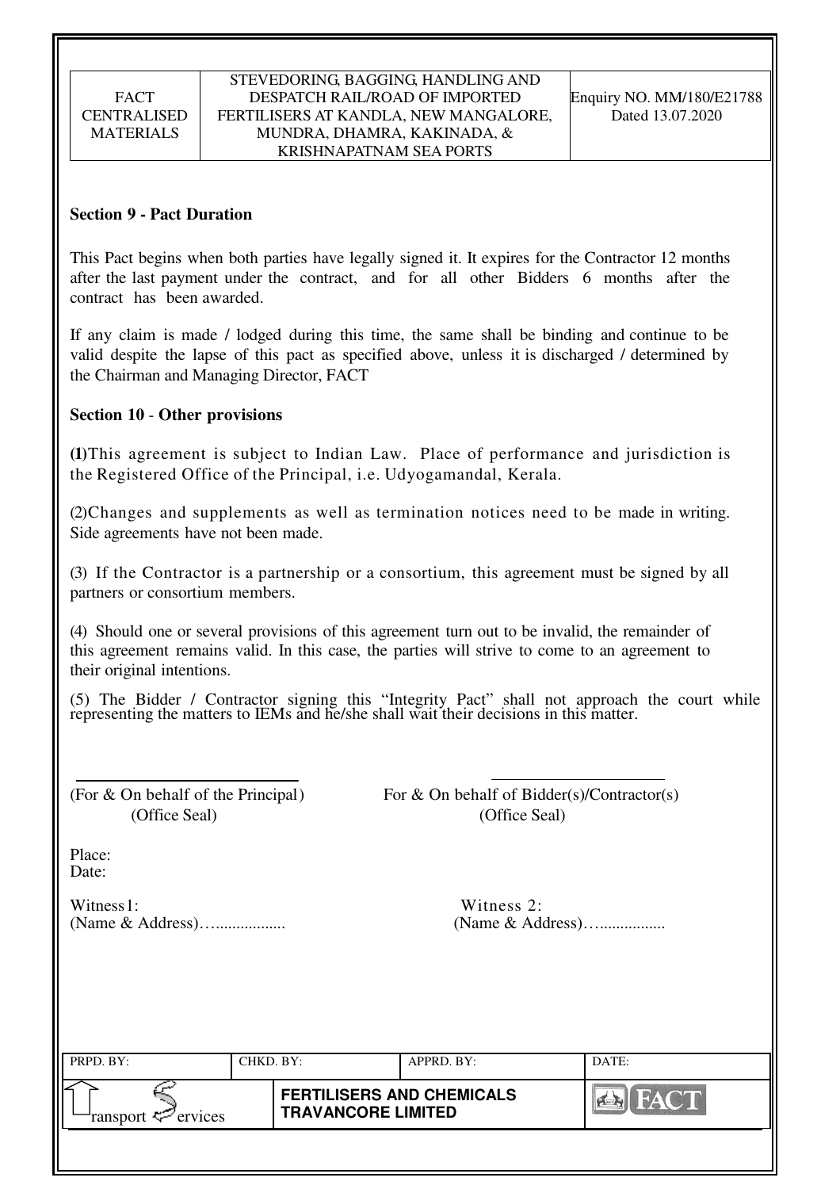**Section 9 - Pact Duration**

This Pact begins when both parties have legally signed it. It expires for the Contractor 12 months after the last payment under the contract, and for all other Bidders 6 months after the contract has been awarded.

If any claim is made / lodged during this time, the same shall be binding and continue to be valid despite the lapse of this pact as specified above, unless it is discharged / determined by the Chairman and Managing Director, FACT

**Section 10** - **Other provisions**

**(1)**This agreement is subject to Indian Law. Place of performance and jurisdiction is the Registered Office of the Principal, i.e. Udyogamandal, Kerala.

(2)Changes and supplements as well as termination notices need to be made in writing. Side agreements have not been made.

(3) If the Contractor is a partnership or a consortium, this agreement must be signed by all partners or consortium members.

(4) Should one or several provisions of this agreement turn out to be invalid, the remainder of this agreement remains valid. In this case, the parties will strive to come to an agreement to their original intentions.

(5) The Bidder / Contractor signing this "Integrity Pact" shall not approach the court while representing the matters to IEMs and he/she shall wait their decisions in this matter.

(For & On behalf of the Principal)
(Office Seal)

For & On behalf of Bidder(s)/Contractor(s)
(Office Seal)

Place:
Date:

Witness1:
(Name & Address)…................

Witness 2:
(Name & Address)…...............